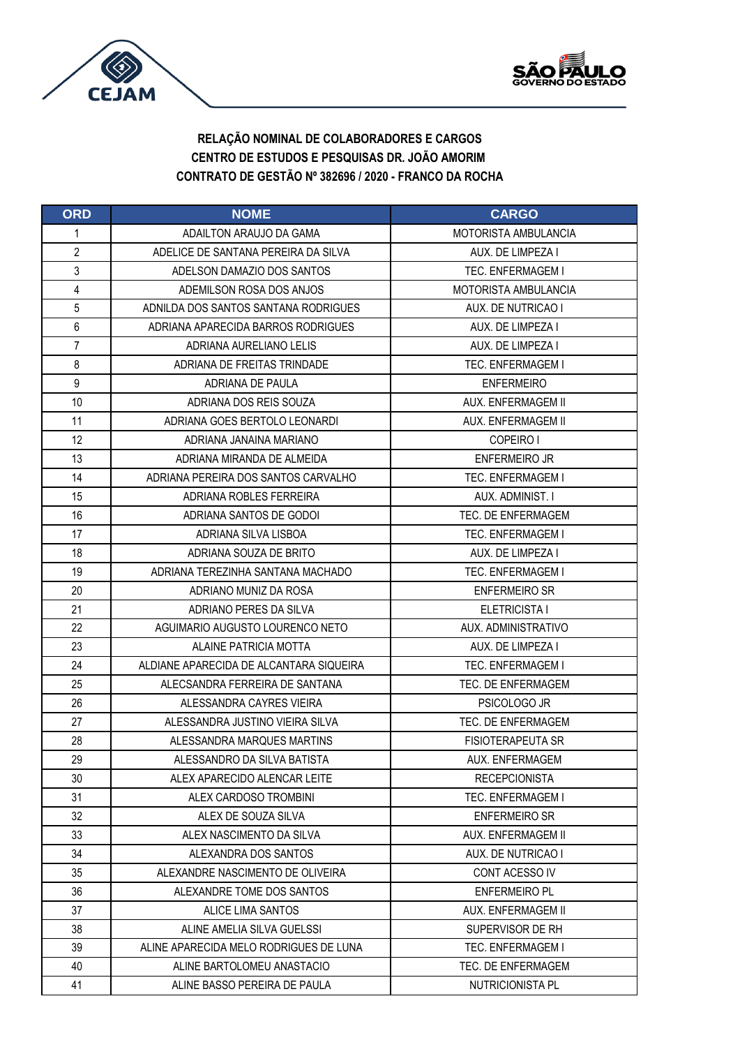**RELAÇÃO NOMINAL DE COLABORADORES E CARGOS**
**CENTRO DE ESTUDOS E PESQUISAS DR. JOÃO AMORIM**
**CONTRATO DE GESTÃO Nº 382696 / 2020 - FRANCO DA ROCHA**

| ORD | NOME | CARGO |
|---|---|---|
| 1 | ADAILTON ARAUJO DA GAMA | MOTORISTA AMBULANCIA |
| 2 | ADELICE DE SANTANA PEREIRA DA SILVA | AUX. DE LIMPEZA I |
| 3 | ADELSON DAMAZIO DOS SANTOS | TEC. ENFERMAGEM I |
| 4 | ADEMILSON ROSA DOS ANJOS | MOTORISTA AMBULANCIA |
| 5 | ADNILDA DOS SANTOS SANTANA RODRIGUES | AUX. DE NUTRICAO I |
| 6 | ADRIANA APARECIDA BARROS RODRIGUES | AUX. DE LIMPEZA I |
| 7 | ADRIANA AURELIANO LELIS | AUX. DE LIMPEZA I |
| 8 | ADRIANA DE FREITAS TRINDADE | TEC. ENFERMAGEM I |
| 9 | ADRIANA DE PAULA | ENFERMEIRO |
| 10 | ADRIANA DOS REIS SOUZA | AUX. ENFERMAGEM II |
| 11 | ADRIANA GOES BERTOLO LEONARDI | AUX. ENFERMAGEM II |
| 12 | ADRIANA JANAINA MARIANO | COPEIRO I |
| 13 | ADRIANA MIRANDA DE ALMEIDA | ENFERMEIRO JR |
| 14 | ADRIANA PEREIRA DOS SANTOS CARVALHO | TEC. ENFERMAGEM I |
| 15 | ADRIANA ROBLES FERREIRA | AUX. ADMINIST. I |
| 16 | ADRIANA SANTOS DE GODOI | TEC. DE ENFERMAGEM |
| 17 | ADRIANA SILVA LISBOA | TEC. ENFERMAGEM I |
| 18 | ADRIANA SOUZA DE BRITO | AUX. DE LIMPEZA I |
| 19 | ADRIANA TEREZINHA SANTANA MACHADO | TEC. ENFERMAGEM I |
| 20 | ADRIANO MUNIZ DA ROSA | ENFERMEIRO SR |
| 21 | ADRIANO PERES DA SILVA | ELETRICISTA I |
| 22 | AGUIMARIO AUGUSTO LOURENCO NETO | AUX. ADMINISTRATIVO |
| 23 | ALAINE PATRICIA MOTTA | AUX. DE LIMPEZA I |
| 24 | ALDIANE APARECIDA DE ALCANTARA SIQUEIRA | TEC. ENFERMAGEM I |
| 25 | ALECSANDRA FERREIRA DE SANTANA | TEC. DE ENFERMAGEM |
| 26 | ALESSANDRA CAYRES VIEIRA | PSICOLOGO JR |
| 27 | ALESSANDRA JUSTINO VIEIRA SILVA | TEC. DE ENFERMAGEM |
| 28 | ALESSANDRA MARQUES MARTINS | FISIOTERAPEUTA SR |
| 29 | ALESSANDRO DA SILVA BATISTA | AUX. ENFERMAGEM |
| 30 | ALEX APARECIDO ALENCAR LEITE | RECEPCIONISTA |
| 31 | ALEX CARDOSO TROMBINI | TEC. ENFERMAGEM I |
| 32 | ALEX DE SOUZA SILVA | ENFERMEIRO SR |
| 33 | ALEX NASCIMENTO DA SILVA | AUX. ENFERMAGEM II |
| 34 | ALEXANDRA DOS SANTOS | AUX. DE NUTRICAO I |
| 35 | ALEXANDRE NASCIMENTO DE OLIVEIRA | CONT ACESSO IV |
| 36 | ALEXANDRE TOME DOS SANTOS | ENFERMEIRO PL |
| 37 | ALICE LIMA SANTOS | AUX. ENFERMAGEM II |
| 38 | ALINE AMELIA SILVA GUELSSI | SUPERVISOR DE RH |
| 39 | ALINE APARECIDA MELO RODRIGUES DE LUNA | TEC. ENFERMAGEM I |
| 40 | ALINE BARTOLOMEU ANASTACIO | TEC. DE ENFERMAGEM |
| 41 | ALINE BASSO PEREIRA DE PAULA | NUTRICIONISTA PL |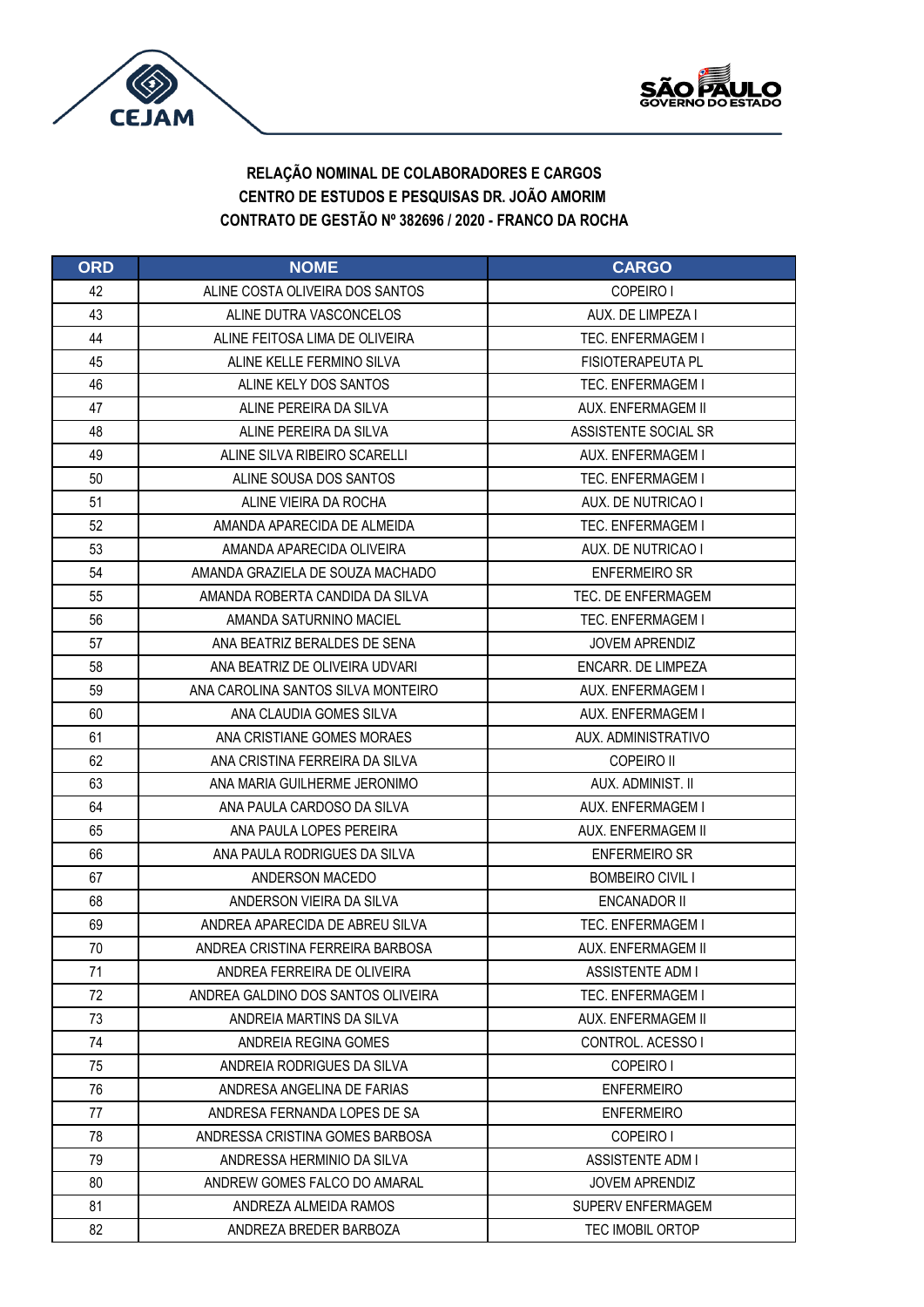**RELAÇÃO NOMINAL DE COLABORADORES E CARGOS**
**CENTRO DE ESTUDOS E PESQUISAS DR. JOÃO AMORIM**
**CONTRATO DE GESTÃO Nº 382696 / 2020 - FRANCO DA ROCHA**

| ORD | NOME | CARGO |
|---|---|---|
| 42 | ALINE COSTA OLIVEIRA DOS SANTOS | COPEIRO I |
| 43 | ALINE DUTRA VASCONCELOS | AUX. DE LIMPEZA I |
| 44 | ALINE FEITOSA LIMA DE OLIVEIRA | TEC. ENFERMAGEM I |
| 45 | ALINE KELLE FERMINO SILVA | FISIOTERAPEUTA PL |
| 46 | ALINE KELY DOS SANTOS | TEC. ENFERMAGEM I |
| 47 | ALINE PEREIRA DA SILVA | AUX. ENFERMAGEM II |
| 48 | ALINE PEREIRA DA SILVA | ASSISTENTE SOCIAL SR |
| 49 | ALINE SILVA RIBEIRO SCARELLI | AUX. ENFERMAGEM I |
| 50 | ALINE SOUSA DOS SANTOS | TEC. ENFERMAGEM I |
| 51 | ALINE VIEIRA DA ROCHA | AUX. DE NUTRICAO I |
| 52 | AMANDA APARECIDA DE ALMEIDA | TEC. ENFERMAGEM I |
| 53 | AMANDA APARECIDA OLIVEIRA | AUX. DE NUTRICAO I |
| 54 | AMANDA GRAZIELA DE SOUZA MACHADO | ENFERMEIRO SR |
| 55 | AMANDA ROBERTA CANDIDA DA SILVA | TEC. DE ENFERMAGEM |
| 56 | AMANDA SATURNINO MACIEL | TEC. ENFERMAGEM I |
| 57 | ANA BEATRIZ BERALDES DE SENA | JOVEM APRENDIZ |
| 58 | ANA BEATRIZ DE OLIVEIRA UDVARI | ENCARR. DE LIMPEZA |
| 59 | ANA CAROLINA SANTOS SILVA MONTEIRO | AUX. ENFERMAGEM I |
| 60 | ANA CLAUDIA GOMES SILVA | AUX. ENFERMAGEM I |
| 61 | ANA CRISTIANE GOMES MORAES | AUX. ADMINISTRATIVO |
| 62 | ANA CRISTINA FERREIRA DA SILVA | COPEIRO II |
| 63 | ANA MARIA GUILHERME JERONIMO | AUX. ADMINIST. II |
| 64 | ANA PAULA CARDOSO DA SILVA | AUX. ENFERMAGEM I |
| 65 | ANA PAULA LOPES PEREIRA | AUX. ENFERMAGEM II |
| 66 | ANA PAULA RODRIGUES DA SILVA | ENFERMEIRO SR |
| 67 | ANDERSON MACEDO | BOMBEIRO CIVIL I |
| 68 | ANDERSON VIEIRA DA SILVA | ENCANADOR II |
| 69 | ANDREA APARECIDA DE ABREU SILVA | TEC. ENFERMAGEM I |
| 70 | ANDREA CRISTINA FERREIRA BARBOSA | AUX. ENFERMAGEM II |
| 71 | ANDREA FERREIRA DE OLIVEIRA | ASSISTENTE ADM I |
| 72 | ANDREA GALDINO DOS SANTOS OLIVEIRA | TEC. ENFERMAGEM I |
| 73 | ANDREIA MARTINS DA SILVA | AUX. ENFERMAGEM II |
| 74 | ANDREIA REGINA GOMES | CONTROL. ACESSO I |
| 75 | ANDREIA RODRIGUES DA SILVA | COPEIRO I |
| 76 | ANDRESA ANGELINA DE FARIAS | ENFERMEIRO |
| 77 | ANDRESA FERNANDA LOPES DE SA | ENFERMEIRO |
| 78 | ANDRESSA CRISTINA GOMES BARBOSA | COPEIRO I |
| 79 | ANDRESSA HERMINIO DA SILVA | ASSISTENTE ADM I |
| 80 | ANDREW GOMES FALCO DO AMARAL | JOVEM APRENDIZ |
| 81 | ANDREZA ALMEIDA RAMOS | SUPERV ENFERMAGEM |
| 82 | ANDREZA BREDER BARBOZA | TEC IMOBIL ORTOP |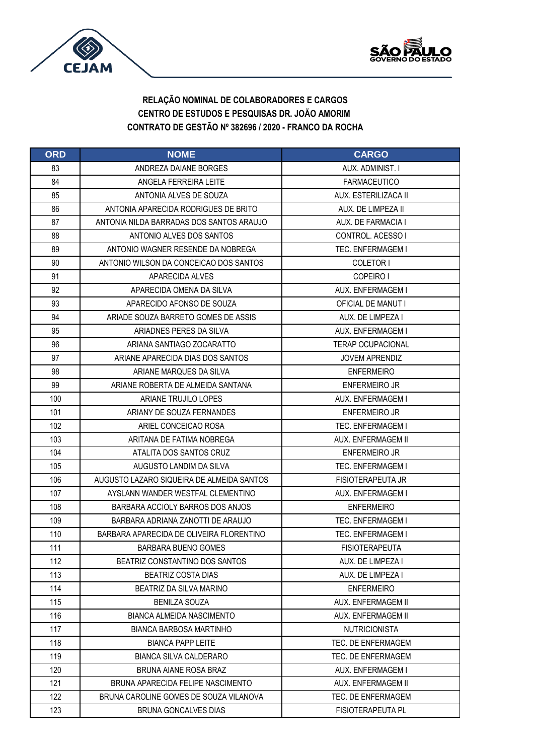**RELAÇÃO NOMINAL DE COLABORADORES E CARGOS**
**CENTRO DE ESTUDOS E PESQUISAS DR. JOÃO AMORIM**
**CONTRATO DE GESTÃO Nº 382696 / 2020 - FRANCO DA ROCHA**

| ORD | NOME | CARGO |
|---|---|---|
| 83 | ANDREZA DAIANE BORGES | AUX. ADMINIST. I |
| 84 | ANGELA FERREIRA LEITE | FARMACEUTICO |
| 85 | ANTONIA ALVES DE SOUZA | AUX. ESTERILIZACA II |
| 86 | ANTONIA APARECIDA RODRIGUES DE BRITO | AUX. DE LIMPEZA II |
| 87 | ANTONIA NILDA BARRADAS DOS SANTOS ARAUJO | AUX. DE FARMACIA I |
| 88 | ANTONIO ALVES DOS SANTOS | CONTROL. ACESSO I |
| 89 | ANTONIO WAGNER RESENDE DA NOBREGA | TEC. ENFERMAGEM I |
| 90 | ANTONIO WILSON DA CONCEICAO DOS SANTOS | COLETOR I |
| 91 | APARECIDA ALVES | COPEIRO I |
| 92 | APARECIDA OMENA DA SILVA | AUX. ENFERMAGEM I |
| 93 | APARECIDO AFONSO DE SOUZA | OFICIAL DE MANUT I |
| 94 | ARIADE SOUZA BARRETO GOMES DE ASSIS | AUX. DE LIMPEZA I |
| 95 | ARIADNES PERES DA SILVA | AUX. ENFERMAGEM I |
| 96 | ARIANA SANTIAGO ZOCARATTO | TERAP OCUPACIONAL |
| 97 | ARIANE APARECIDA DIAS DOS SANTOS | JOVEM APRENDIZ |
| 98 | ARIANE MARQUES DA SILVA | ENFERMEIRO |
| 99 | ARIANE ROBERTA DE ALMEIDA SANTANA | ENFERMEIRO JR |
| 100 | ARIANE TRUJILO LOPES | AUX. ENFERMAGEM I |
| 101 | ARIANY DE SOUZA FERNANDES | ENFERMEIRO JR |
| 102 | ARIEL CONCEICAO ROSA | TEC. ENFERMAGEM I |
| 103 | ARITANA DE FATIMA NOBREGA | AUX. ENFERMAGEM II |
| 104 | ATALITA DOS SANTOS CRUZ | ENFERMEIRO JR |
| 105 | AUGUSTO LANDIM DA SILVA | TEC. ENFERMAGEM I |
| 106 | AUGUSTO LAZARO SIQUEIRA DE ALMEIDA SANTOS | FISIOTERAPEUTA JR |
| 107 | AYSLANN WANDER WESTFAL CLEMENTINO | AUX. ENFERMAGEM I |
| 108 | BARBARA ACCIOLY BARROS DOS ANJOS | ENFERMEIRO |
| 109 | BARBARA ADRIANA ZANOTTI DE ARAUJO | TEC. ENFERMAGEM I |
| 110 | BARBARA APARECIDA DE OLIVEIRA FLORENTINO | TEC. ENFERMAGEM I |
| 111 | BARBARA BUENO GOMES | FISIOTERAPEUTA |
| 112 | BEATRIZ CONSTANTINO DOS SANTOS | AUX. DE LIMPEZA I |
| 113 | BEATRIZ COSTA DIAS | AUX. DE LIMPEZA I |
| 114 | BEATRIZ DA SILVA MARINO | ENFERMEIRO |
| 115 | BENILZA SOUZA | AUX. ENFERMAGEM II |
| 116 | BIANCA ALMEIDA NASCIMENTO | AUX. ENFERMAGEM II |
| 117 | BIANCA BARBOSA MARTINHO | NUTRICIONISTA |
| 118 | BIANCA PAPP LEITE | TEC. DE ENFERMAGEM |
| 119 | BIANCA SILVA CALDERARO | TEC. DE ENFERMAGEM |
| 120 | BRUNA AIANE ROSA BRAZ | AUX. ENFERMAGEM I |
| 121 | BRUNA APARECIDA FELIPE NASCIMENTO | AUX. ENFERMAGEM II |
| 122 | BRUNA CAROLINE GOMES DE SOUZA VILANOVA | TEC. DE ENFERMAGEM |
| 123 | BRUNA GONCALVES DIAS | FISIOTERAPEUTA PL |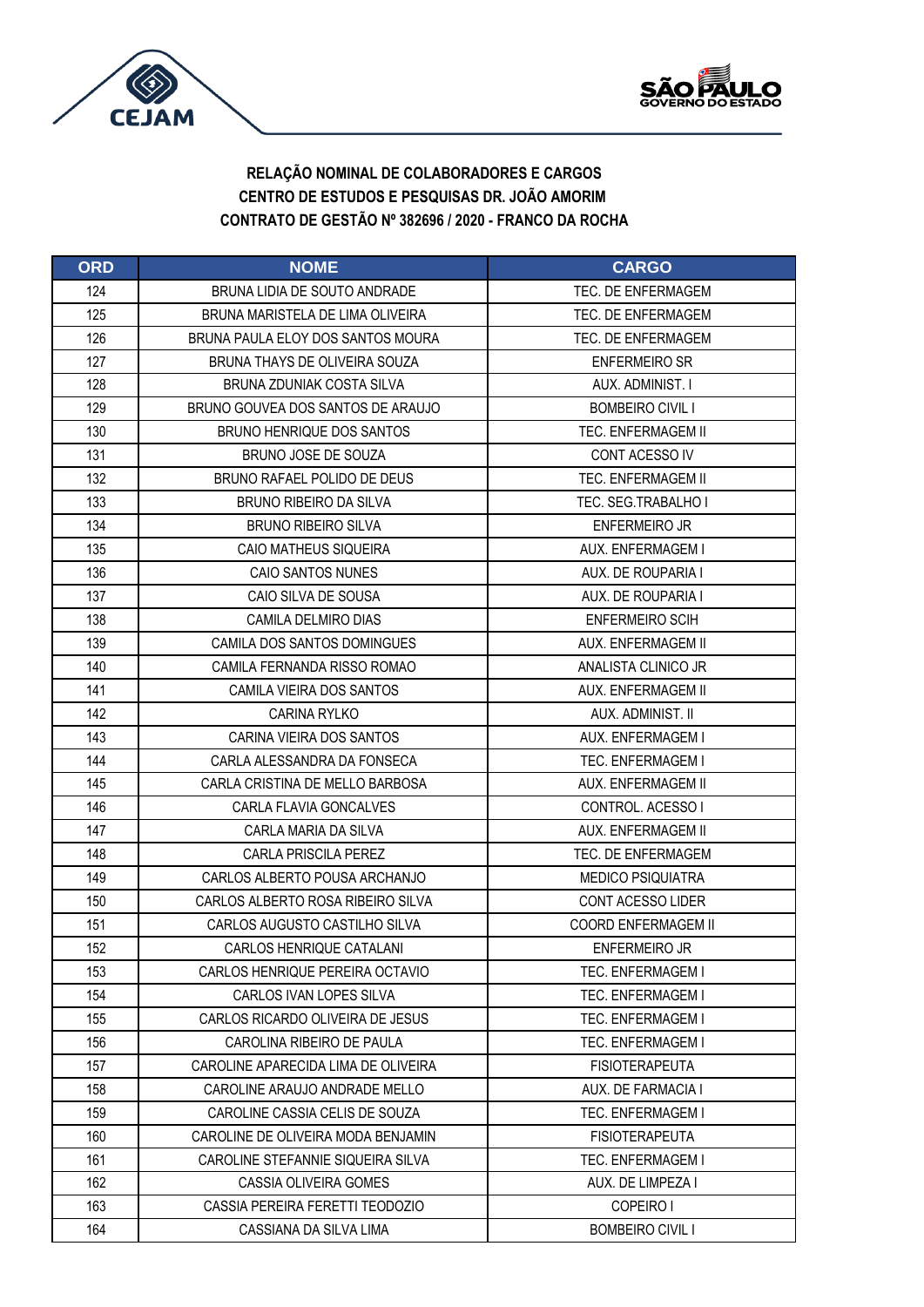**RELAÇÃO NOMINAL DE COLABORADORES E CARGOS**
**CENTRO DE ESTUDOS E PESQUISAS DR. JOÃO AMORIM**
**CONTRATO DE GESTÃO Nº 382696 / 2020 - FRANCO DA ROCHA**

| ORD | NOME | CARGO |
|---|---|---|
| 124 | BRUNA LIDIA DE SOUTO ANDRADE | TEC. DE ENFERMAGEM |
| 125 | BRUNA MARISTELA DE LIMA OLIVEIRA | TEC. DE ENFERMAGEM |
| 126 | BRUNA PAULA ELOY DOS SANTOS MOURA | TEC. DE ENFERMAGEM |
| 127 | BRUNA THAYS DE OLIVEIRA SOUZA | ENFERMEIRO SR |
| 128 | BRUNA ZDUNIAK COSTA SILVA | AUX. ADMINIST. I |
| 129 | BRUNO GOUVEA DOS SANTOS DE ARAUJO | BOMBEIRO CIVIL I |
| 130 | BRUNO HENRIQUE DOS SANTOS | TEC. ENFERMAGEM II |
| 131 | BRUNO JOSE DE SOUZA | CONT ACESSO IV |
| 132 | BRUNO RAFAEL POLIDO DE DEUS | TEC. ENFERMAGEM II |
| 133 | BRUNO RIBEIRO DA SILVA | TEC. SEG.TRABALHO I |
| 134 | BRUNO RIBEIRO SILVA | ENFERMEIRO JR |
| 135 | CAIO MATHEUS SIQUEIRA | AUX. ENFERMAGEM I |
| 136 | CAIO SANTOS NUNES | AUX. DE ROUPARIA I |
| 137 | CAIO SILVA DE SOUSA | AUX. DE ROUPARIA I |
| 138 | CAMILA DELMIRO DIAS | ENFERMEIRO SCIH |
| 139 | CAMILA DOS SANTOS DOMINGUES | AUX. ENFERMAGEM II |
| 140 | CAMILA FERNANDA RISSO ROMAO | ANALISTA CLINICO JR |
| 141 | CAMILA VIEIRA DOS SANTOS | AUX. ENFERMAGEM II |
| 142 | CARINA RYLKO | AUX. ADMINIST. II |
| 143 | CARINA VIEIRA DOS SANTOS | AUX. ENFERMAGEM I |
| 144 | CARLA ALESSANDRA DA FONSECA | TEC. ENFERMAGEM I |
| 145 | CARLA CRISTINA DE MELLO BARBOSA | AUX. ENFERMAGEM II |
| 146 | CARLA FLAVIA GONCALVES | CONTROL. ACESSO I |
| 147 | CARLA MARIA DA SILVA | AUX. ENFERMAGEM II |
| 148 | CARLA PRISCILA PEREZ | TEC. DE ENFERMAGEM |
| 149 | CARLOS ALBERTO POUSA ARCHANJO | MEDICO PSIQUIATRA |
| 150 | CARLOS ALBERTO ROSA RIBEIRO SILVA | CONT ACESSO LIDER |
| 151 | CARLOS AUGUSTO CASTILHO SILVA | COORD ENFERMAGEM II |
| 152 | CARLOS HENRIQUE CATALANI | ENFERMEIRO JR |
| 153 | CARLOS HENRIQUE PEREIRA OCTAVIO | TEC. ENFERMAGEM I |
| 154 | CARLOS IVAN LOPES SILVA | TEC. ENFERMAGEM I |
| 155 | CARLOS RICARDO OLIVEIRA DE JESUS | TEC. ENFERMAGEM I |
| 156 | CAROLINA RIBEIRO DE PAULA | TEC. ENFERMAGEM I |
| 157 | CAROLINE APARECIDA LIMA DE OLIVEIRA | FISIOTERAPEUTA |
| 158 | CAROLINE ARAUJO ANDRADE MELLO | AUX. DE FARMACIA I |
| 159 | CAROLINE CASSIA CELIS DE SOUZA | TEC. ENFERMAGEM I |
| 160 | CAROLINE DE OLIVEIRA MODA BENJAMIN | FISIOTERAPEUTA |
| 161 | CAROLINE STEFANNIE SIQUEIRA SILVA | TEC. ENFERMAGEM I |
| 162 | CASSIA OLIVEIRA GOMES | AUX. DE LIMPEZA I |
| 163 | CASSIA PEREIRA FERETTI TEODOZIO | COPEIRO I |
| 164 | CASSIANA DA SILVA LIMA | BOMBEIRO CIVIL I |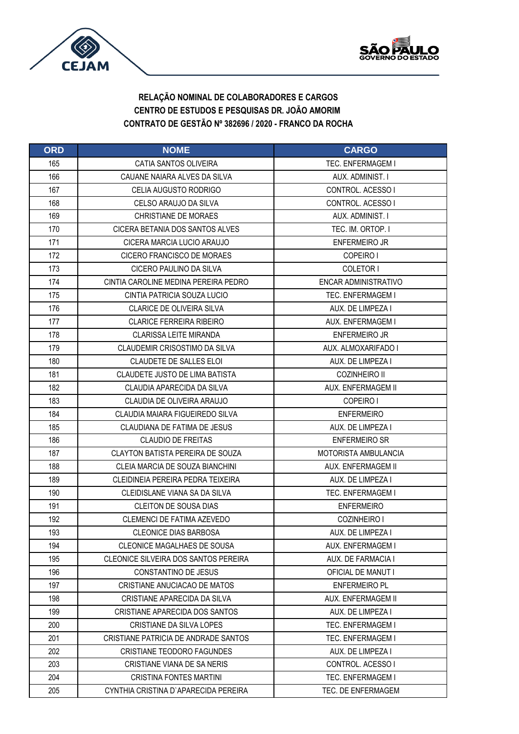**RELAÇÃO NOMINAL DE COLABORADORES E CARGOS**
**CENTRO DE ESTUDOS E PESQUISAS DR. JOÃO AMORIM**
**CONTRATO DE GESTÃO Nº 382696 / 2020 - FRANCO DA ROCHA**

| ORD | NOME | CARGO |
|---|---|---|
| 165 | CATIA SANTOS OLIVEIRA | TEC. ENFERMAGEM I |
| 166 | CAUANE NAIARA ALVES DA SILVA | AUX. ADMINIST. I |
| 167 | CELIA AUGUSTO RODRIGO | CONTROL. ACESSO I |
| 168 | CELSO ARAUJO DA SILVA | CONTROL. ACESSO I |
| 169 | CHRISTIANE DE MORAES | AUX. ADMINIST. I |
| 170 | CICERA BETANIA DOS SANTOS ALVES | TEC. IM. ORTOP. I |
| 171 | CICERA MARCIA LUCIO ARAUJO | ENFERMEIRO JR |
| 172 | CICERO FRANCISCO DE MORAES | COPEIRO I |
| 173 | CICERO PAULINO DA SILVA | COLETOR I |
| 174 | CINTIA CAROLINE MEDINA PEREIRA PEDRO | ENCAR ADMINISTRATIVO |
| 175 | CINTIA PATRICIA SOUZA LUCIO | TEC. ENFERMAGEM I |
| 176 | CLARICE DE OLIVEIRA SILVA | AUX. DE LIMPEZA I |
| 177 | CLARICE FERREIRA RIBEIRO | AUX. ENFERMAGEM I |
| 178 | CLARISSA LEITE MIRANDA | ENFERMEIRO JR |
| 179 | CLAUDEMIR CRISOSTIMO DA SILVA | AUX. ALMOXARIFADO I |
| 180 | CLAUDETE DE SALLES ELOI | AUX. DE LIMPEZA I |
| 181 | CLAUDETE JUSTO DE LIMA BATISTA | COZINHEIRO II |
| 182 | CLAUDIA APARECIDA DA SILVA | AUX. ENFERMAGEM II |
| 183 | CLAUDIA DE OLIVEIRA ARAUJO | COPEIRO I |
| 184 | CLAUDIA MAIARA FIGUEIREDO SILVA | ENFERMEIRO |
| 185 | CLAUDIANA DE FATIMA DE JESUS | AUX. DE LIMPEZA I |
| 186 | CLAUDIO DE FREITAS | ENFERMEIRO SR |
| 187 | CLAYTON BATISTA PEREIRA DE SOUZA | MOTORISTA AMBULANCIA |
| 188 | CLEIA MARCIA DE SOUZA BIANCHINI | AUX. ENFERMAGEM II |
| 189 | CLEIDINEIA PEREIRA PEDRA TEIXEIRA | AUX. DE LIMPEZA I |
| 190 | CLEIDISLANE VIANA SA DA SILVA | TEC. ENFERMAGEM I |
| 191 | CLEITON DE SOUSA DIAS | ENFERMEIRO |
| 192 | CLEMENCI DE FATIMA AZEVEDO | COZINHEIRO I |
| 193 | CLEONICE DIAS BARBOSA | AUX. DE LIMPEZA I |
| 194 | CLEONICE MAGALHAES DE SOUSA | AUX. ENFERMAGEM I |
| 195 | CLEONICE SILVEIRA DOS SANTOS PEREIRA | AUX. DE FARMACIA I |
| 196 | CONSTANTINO DE JESUS | OFICIAL DE MANUT I |
| 197 | CRISTIANE ANUCIACAO DE MATOS | ENFERMEIRO PL |
| 198 | CRISTIANE APARECIDA DA SILVA | AUX. ENFERMAGEM II |
| 199 | CRISTIANE APARECIDA DOS SANTOS | AUX. DE LIMPEZA I |
| 200 | CRISTIANE DA SILVA LOPES | TEC. ENFERMAGEM I |
| 201 | CRISTIANE PATRICIA DE ANDRADE SANTOS | TEC. ENFERMAGEM I |
| 202 | CRISTIANE TEODORO FAGUNDES | AUX. DE LIMPEZA I |
| 203 | CRISTIANE VIANA DE SA NERIS | CONTROL. ACESSO I |
| 204 | CRISTINA FONTES MARTINI | TEC. ENFERMAGEM I |
| 205 | CYNTHIA CRISTINA D`APARECIDA PEREIRA | TEC. DE ENFERMAGEM |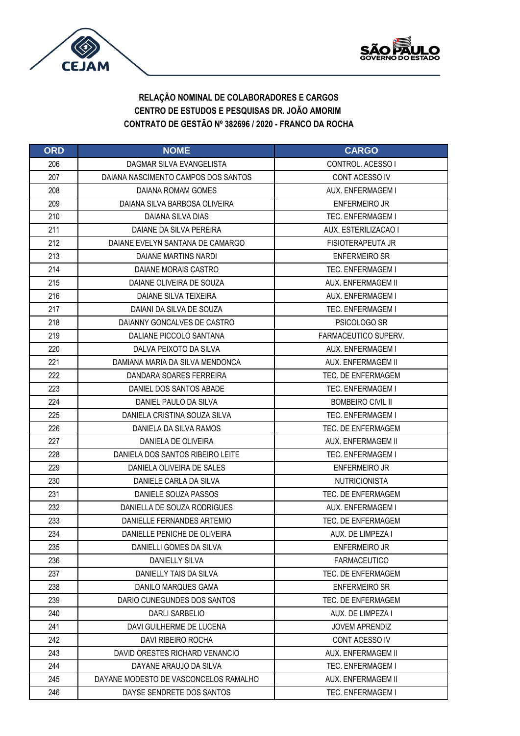**RELAÇÃO NOMINAL DE COLABORADORES E CARGOS**
**CENTRO DE ESTUDOS E PESQUISAS DR. JOÃO AMORIM**
**CONTRATO DE GESTÃO Nº 382696 / 2020 - FRANCO DA ROCHA**

| ORD | NOME | CARGO |
|---|---|---|
| 206 | DAGMAR SILVA EVANGELISTA | CONTROL. ACESSO I |
| 207 | DAIANA NASCIMENTO CAMPOS DOS SANTOS | CONT ACESSO IV |
| 208 | DAIANA ROMAM GOMES | AUX. ENFERMAGEM I |
| 209 | DAIANA SILVA BARBOSA OLIVEIRA | ENFERMEIRO JR |
| 210 | DAIANA SILVA DIAS | TEC. ENFERMAGEM I |
| 211 | DAIANE DA SILVA PEREIRA | AUX. ESTERILIZACAO I |
| 212 | DAIANE EVELYN SANTANA DE CAMARGO | FISIOTERAPEUTA JR |
| 213 | DAIANE MARTINS NARDI | ENFERMEIRO SR |
| 214 | DAIANE MORAIS CASTRO | TEC. ENFERMAGEM I |
| 215 | DAIANE OLIVEIRA DE SOUZA | AUX. ENFERMAGEM II |
| 216 | DAIANE SILVA TEIXEIRA | AUX. ENFERMAGEM I |
| 217 | DAIANI DA SILVA DE SOUZA | TEC. ENFERMAGEM I |
| 218 | DAIANNY GONCALVES DE CASTRO | PSICOLOGO SR |
| 219 | DALIANE PICCOLO SANTANA | FARMACEUTICO SUPERV. |
| 220 | DALVA PEIXOTO DA SILVA | AUX. ENFERMAGEM I |
| 221 | DAMIANA MARIA DA SILVA MENDONCA | AUX. ENFERMAGEM II |
| 222 | DANDARA SOARES FERREIRA | TEC. DE ENFERMAGEM |
| 223 | DANIEL DOS SANTOS ABADE | TEC. ENFERMAGEM I |
| 224 | DANIEL PAULO DA SILVA | BOMBEIRO CIVIL II |
| 225 | DANIELA CRISTINA SOUZA SILVA | TEC. ENFERMAGEM I |
| 226 | DANIELA DA SILVA RAMOS | TEC. DE ENFERMAGEM |
| 227 | DANIELA DE OLIVEIRA | AUX. ENFERMAGEM II |
| 228 | DANIELA DOS SANTOS RIBEIRO LEITE | TEC. ENFERMAGEM I |
| 229 | DANIELA OLIVEIRA DE SALES | ENFERMEIRO JR |
| 230 | DANIELE CARLA DA SILVA | NUTRICIONISTA |
| 231 | DANIELE SOUZA PASSOS | TEC. DE ENFERMAGEM |
| 232 | DANIELLA DE SOUZA RODRIGUES | AUX. ENFERMAGEM I |
| 233 | DANIELLE FERNANDES ARTEMIO | TEC. DE ENFERMAGEM |
| 234 | DANIELLE PENICHE DE OLIVEIRA | AUX. DE LIMPEZA I |
| 235 | DANIELLI GOMES DA SILVA | ENFERMEIRO JR |
| 236 | DANIELLY SILVA | FARMACEUTICO |
| 237 | DANIELLY TAIS DA SILVA | TEC. DE ENFERMAGEM |
| 238 | DANILO MARQUES GAMA | ENFERMEIRO SR |
| 239 | DARIO CUNEGUNDES DOS SANTOS | TEC. DE ENFERMAGEM |
| 240 | DARLI SARBELIO | AUX. DE LIMPEZA I |
| 241 | DAVI GUILHERME DE LUCENA | JOVEM APRENDIZ |
| 242 | DAVI RIBEIRO ROCHA | CONT ACESSO IV |
| 243 | DAVID ORESTES RICHARD VENANCIO | AUX. ENFERMAGEM II |
| 244 | DAYANE ARAUJO DA SILVA | TEC. ENFERMAGEM I |
| 245 | DAYANE MODESTO DE VASCONCELOS RAMALHO | AUX. ENFERMAGEM II |
| 246 | DAYSE SENDRETE DOS SANTOS | TEC. ENFERMAGEM I |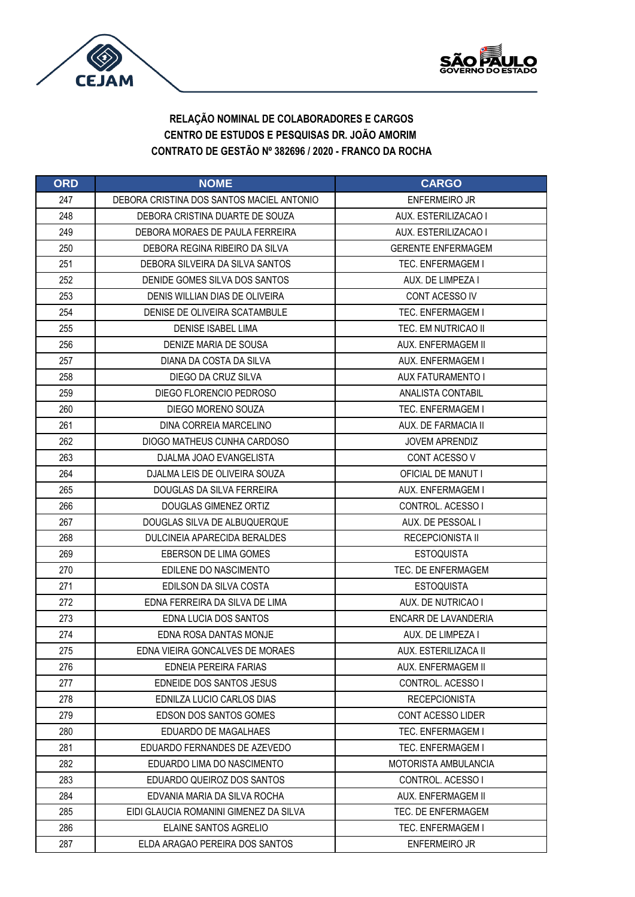**RELAÇÃO NOMINAL DE COLABORADORES E CARGOS**
**CENTRO DE ESTUDOS E PESQUISAS DR. JOÃO AMORIM**
**CONTRATO DE GESTÃO Nº 382696 / 2020 - FRANCO DA ROCHA**

| ORD | NOME | CARGO |
|---|---|---|
| 247 | DEBORA CRISTINA DOS SANTOS MACIEL ANTONIO | ENFERMEIRO JR |
| 248 | DEBORA CRISTINA DUARTE DE SOUZA | AUX. ESTERILIZACAO I |
| 249 | DEBORA MORAES DE PAULA FERREIRA | AUX. ESTERILIZACAO I |
| 250 | DEBORA REGINA RIBEIRO DA SILVA | GERENTE ENFERMAGEM |
| 251 | DEBORA SILVEIRA DA SILVA SANTOS | TEC. ENFERMAGEM I |
| 252 | DENIDE GOMES SILVA DOS SANTOS | AUX. DE LIMPEZA I |
| 253 | DENIS WILLIAN DIAS DE OLIVEIRA | CONT ACESSO IV |
| 254 | DENISE DE OLIVEIRA SCATAMBULE | TEC. ENFERMAGEM I |
| 255 | DENISE ISABEL LIMA | TEC. EM NUTRICAO II |
| 256 | DENIZE MARIA DE SOUSA | AUX. ENFERMAGEM II |
| 257 | DIANA DA COSTA DA SILVA | AUX. ENFERMAGEM I |
| 258 | DIEGO DA CRUZ SILVA | AUX FATURAMENTO I |
| 259 | DIEGO FLORENCIO PEDROSO | ANALISTA CONTABIL |
| 260 | DIEGO MORENO SOUZA | TEC. ENFERMAGEM I |
| 261 | DINA CORREIA MARCELINO | AUX. DE FARMACIA II |
| 262 | DIOGO MATHEUS CUNHA CARDOSO | JOVEM APRENDIZ |
| 263 | DJALMA JOAO EVANGELISTA | CONT ACESSO V |
| 264 | DJALMA LEIS DE OLIVEIRA SOUZA | OFICIAL DE MANUT I |
| 265 | DOUGLAS DA SILVA FERREIRA | AUX. ENFERMAGEM I |
| 266 | DOUGLAS GIMENEZ ORTIZ | CONTROL. ACESSO I |
| 267 | DOUGLAS SILVA DE ALBUQUERQUE | AUX. DE PESSOAL I |
| 268 | DULCINEIA APARECIDA BERALDES | RECEPCIONISTA II |
| 269 | EBERSON DE LIMA GOMES | ESTOQUISTA |
| 270 | EDILENE DO NASCIMENTO | TEC. DE ENFERMAGEM |
| 271 | EDILSON DA SILVA COSTA | ESTOQUISTA |
| 272 | EDNA FERREIRA DA SILVA DE LIMA | AUX. DE NUTRICAO I |
| 273 | EDNA LUCIA DOS SANTOS | ENCARR DE LAVANDERIA |
| 274 | EDNA ROSA DANTAS MONJE | AUX. DE LIMPEZA I |
| 275 | EDNA VIEIRA GONCALVES DE MORAES | AUX. ESTERILIZACA II |
| 276 | EDNEIA PEREIRA FARIAS | AUX. ENFERMAGEM II |
| 277 | EDNEIDE DOS SANTOS JESUS | CONTROL. ACESSO I |
| 278 | EDNILZA LUCIO CARLOS DIAS | RECEPCIONISTA |
| 279 | EDSON DOS SANTOS GOMES | CONT ACESSO LIDER |
| 280 | EDUARDO DE MAGALHAES | TEC. ENFERMAGEM I |
| 281 | EDUARDO FERNANDES DE AZEVEDO | TEC. ENFERMAGEM I |
| 282 | EDUARDO LIMA DO NASCIMENTO | MOTORISTA AMBULANCIA |
| 283 | EDUARDO QUEIROZ DOS SANTOS | CONTROL. ACESSO I |
| 284 | EDVANIA MARIA DA SILVA ROCHA | AUX. ENFERMAGEM II |
| 285 | EIDI GLAUCIA ROMANINI GIMENEZ DA SILVA | TEC. DE ENFERMAGEM |
| 286 | ELAINE SANTOS AGRELIO | TEC. ENFERMAGEM I |
| 287 | ELDA ARAGAO PEREIRA DOS SANTOS | ENFERMEIRO JR |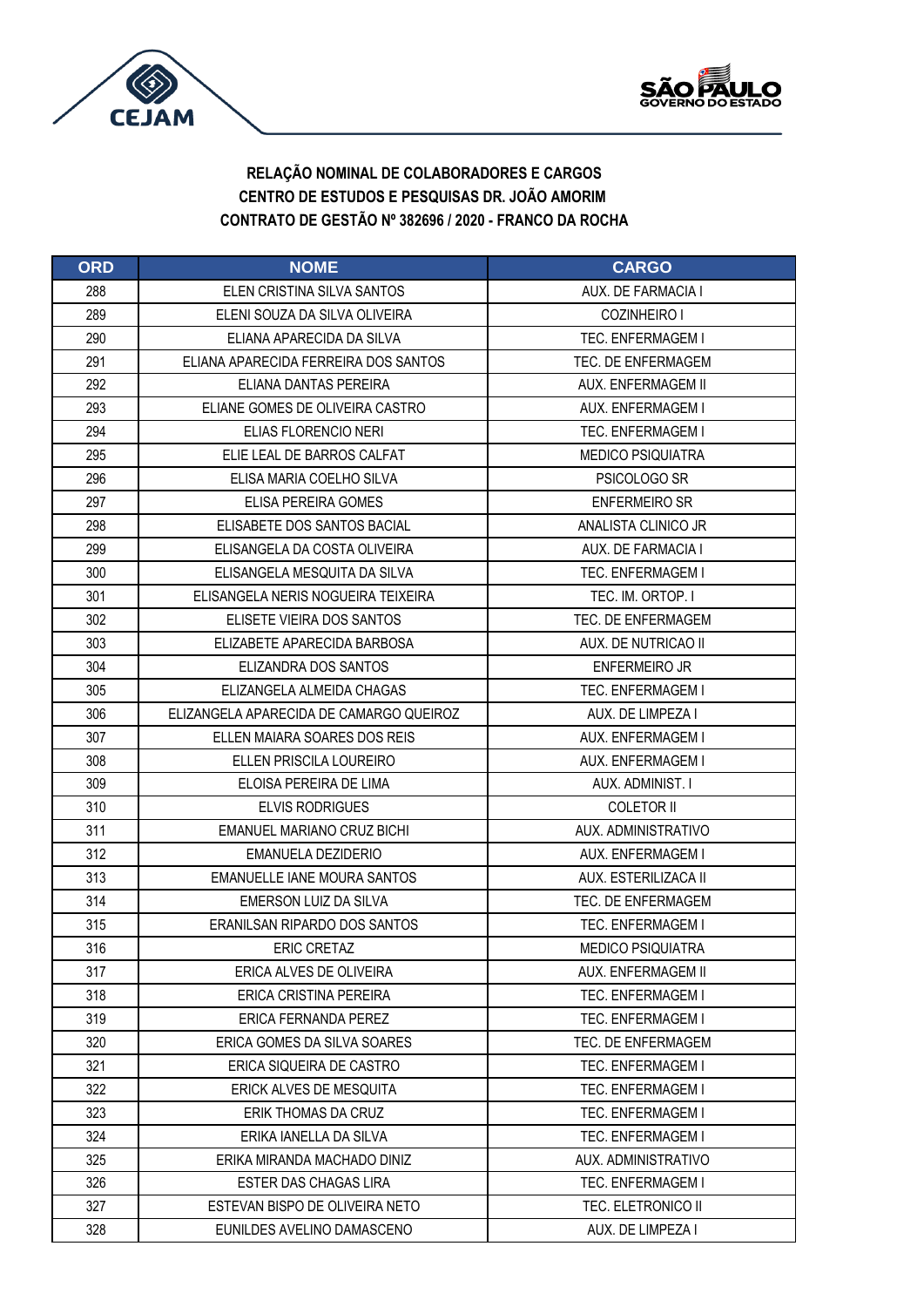**RELAÇÃO NOMINAL DE COLABORADORES E CARGOS**
**CENTRO DE ESTUDOS E PESQUISAS DR. JOÃO AMORIM**
**CONTRATO DE GESTÃO Nº 382696 / 2020 - FRANCO DA ROCHA**

| ORD | NOME | CARGO |
|---|---|---|
| 288 | ELEN CRISTINA SILVA SANTOS | AUX. DE FARMACIA I |
| 289 | ELENI SOUZA DA SILVA OLIVEIRA | COZINHEIRO I |
| 290 | ELIANA APARECIDA DA SILVA | TEC. ENFERMAGEM I |
| 291 | ELIANA APARECIDA FERREIRA DOS SANTOS | TEC. DE ENFERMAGEM |
| 292 | ELIANA DANTAS PEREIRA | AUX. ENFERMAGEM II |
| 293 | ELIANE GOMES DE OLIVEIRA CASTRO | AUX. ENFERMAGEM I |
| 294 | ELIAS FLORENCIO NERI | TEC. ENFERMAGEM I |
| 295 | ELIE LEAL DE BARROS CALFAT | MEDICO PSIQUIATRA |
| 296 | ELISA MARIA COELHO SILVA | PSICOLOGO SR |
| 297 | ELISA PEREIRA GOMES | ENFERMEIRO SR |
| 298 | ELISABETE DOS SANTOS BACIAL | ANALISTA CLINICO JR |
| 299 | ELISANGELA DA COSTA OLIVEIRA | AUX. DE FARMACIA I |
| 300 | ELISANGELA MESQUITA DA SILVA | TEC. ENFERMAGEM I |
| 301 | ELISANGELA NERIS NOGUEIRA TEIXEIRA | TEC. IM. ORTOP. I |
| 302 | ELISETE VIEIRA DOS SANTOS | TEC. DE ENFERMAGEM |
| 303 | ELIZABETE APARECIDA BARBOSA | AUX. DE NUTRICAO II |
| 304 | ELIZANDRA DOS SANTOS | ENFERMEIRO JR |
| 305 | ELIZANGELA ALMEIDA CHAGAS | TEC. ENFERMAGEM I |
| 306 | ELIZANGELA APARECIDA DE CAMARGO QUEIROZ | AUX. DE LIMPEZA I |
| 307 | ELLEN MAIARA SOARES DOS REIS | AUX. ENFERMAGEM I |
| 308 | ELLEN PRISCILA LOUREIRO | AUX. ENFERMAGEM I |
| 309 | ELOISA PEREIRA DE LIMA | AUX. ADMINIST. I |
| 310 | ELVIS RODRIGUES | COLETOR II |
| 311 | EMANUEL MARIANO CRUZ BICHI | AUX. ADMINISTRATIVO |
| 312 | EMANUELA DEZIDERIO | AUX. ENFERMAGEM I |
| 313 | EMANUELLE IANE MOURA SANTOS | AUX. ESTERILIZACA II |
| 314 | EMERSON LUIZ DA SILVA | TEC. DE ENFERMAGEM |
| 315 | ERANILSAN RIPARDO DOS SANTOS | TEC. ENFERMAGEM I |
| 316 | ERIC CRETAZ | MEDICO PSIQUIATRA |
| 317 | ERICA ALVES DE OLIVEIRA | AUX. ENFERMAGEM II |
| 318 | ERICA CRISTINA PEREIRA | TEC. ENFERMAGEM I |
| 319 | ERICA FERNANDA PEREZ | TEC. ENFERMAGEM I |
| 320 | ERICA GOMES DA SILVA SOARES | TEC. DE ENFERMAGEM |
| 321 | ERICA SIQUEIRA DE CASTRO | TEC. ENFERMAGEM I |
| 322 | ERICK ALVES DE MESQUITA | TEC. ENFERMAGEM I |
| 323 | ERIK THOMAS DA CRUZ | TEC. ENFERMAGEM I |
| 324 | ERIKA IANELLA DA SILVA | TEC. ENFERMAGEM I |
| 325 | ERIKA MIRANDA MACHADO DINIZ | AUX. ADMINISTRATIVO |
| 326 | ESTER DAS CHAGAS LIRA | TEC. ENFERMAGEM I |
| 327 | ESTEVAN BISPO DE OLIVEIRA NETO | TEC. ELETRONICO II |
| 328 | EUNILDES AVELINO DAMASCENO | AUX. DE LIMPEZA I |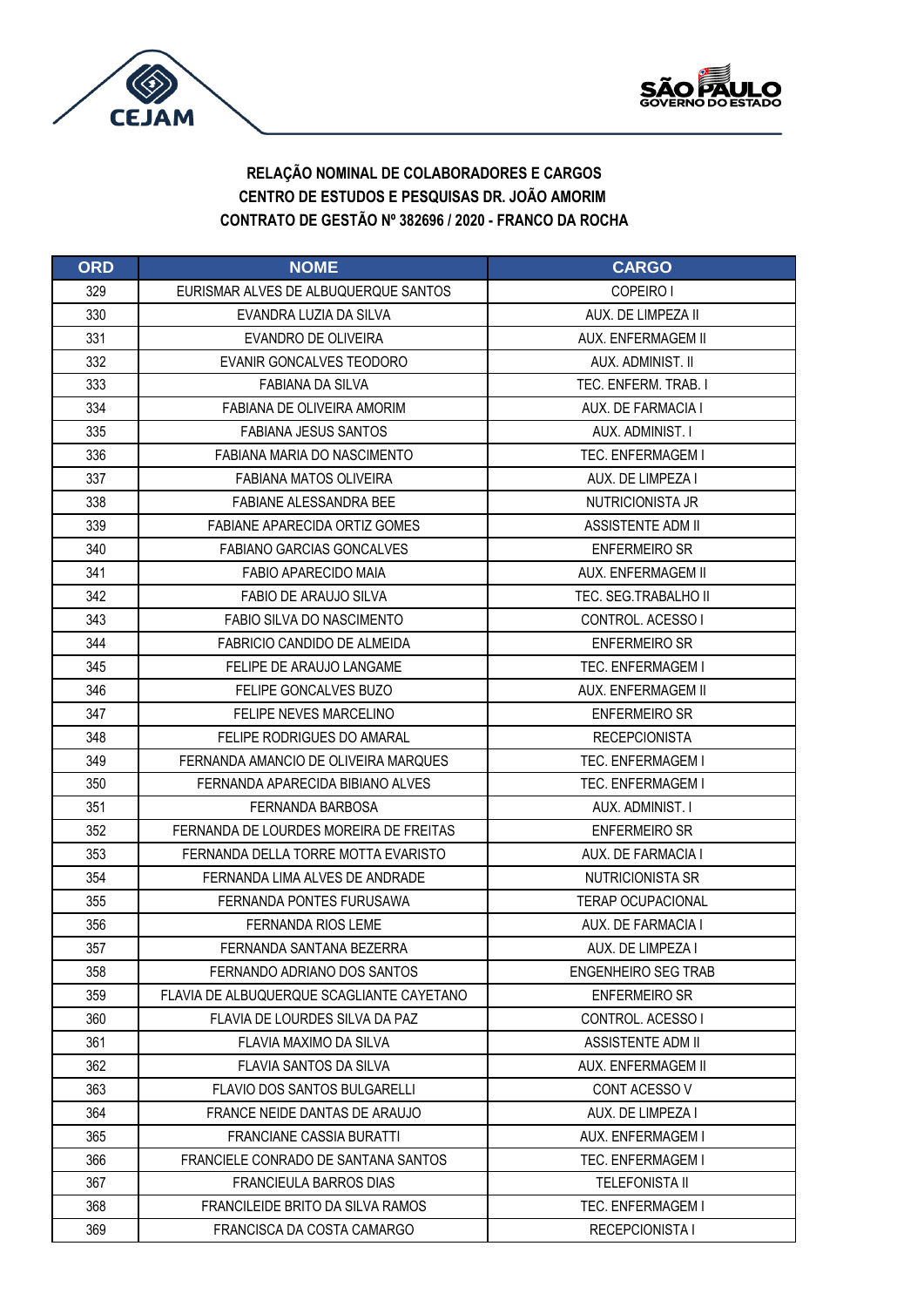**RELAÇÃO NOMINAL DE COLABORADORES E CARGOS**
**CENTRO DE ESTUDOS E PESQUISAS DR. JOÃO AMORIM**
**CONTRATO DE GESTÃO Nº 382696 / 2020 - FRANCO DA ROCHA**

| ORD | NOME | CARGO |
|---|---|---|
| 329 | EURISMAR ALVES DE ALBUQUERQUE SANTOS | COPEIRO I |
| 330 | EVANDRA LUZIA DA SILVA | AUX. DE LIMPEZA II |
| 331 | EVANDRO DE OLIVEIRA | AUX. ENFERMAGEM II |
| 332 | EVANIR GONCALVES TEODORO | AUX. ADMINIST. II |
| 333 | FABIANA DA SILVA | TEC. ENFERM. TRAB. I |
| 334 | FABIANA DE OLIVEIRA AMORIM | AUX. DE FARMACIA I |
| 335 | FABIANA JESUS SANTOS | AUX. ADMINIST. I |
| 336 | FABIANA MARIA DO NASCIMENTO | TEC. ENFERMAGEM I |
| 337 | FABIANA MATOS OLIVEIRA | AUX. DE LIMPEZA I |
| 338 | FABIANE ALESSANDRA BEE | NUTRICIONISTA JR |
| 339 | FABIANE APARECIDA ORTIZ GOMES | ASSISTENTE ADM II |
| 340 | FABIANO GARCIAS GONCALVES | ENFERMEIRO SR |
| 341 | FABIO APARECIDO MAIA | AUX. ENFERMAGEM II |
| 342 | FABIO DE ARAUJO SILVA | TEC. SEG.TRABALHO II |
| 343 | FABIO SILVA DO NASCIMENTO | CONTROL. ACESSO I |
| 344 | FABRICIO CANDIDO DE ALMEIDA | ENFERMEIRO SR |
| 345 | FELIPE DE ARAUJO LANGAME | TEC. ENFERMAGEM I |
| 346 | FELIPE GONCALVES BUZO | AUX. ENFERMAGEM II |
| 347 | FELIPE NEVES MARCELINO | ENFERMEIRO SR |
| 348 | FELIPE RODRIGUES DO AMARAL | RECEPCIONISTA |
| 349 | FERNANDA AMANCIO DE OLIVEIRA MARQUES | TEC. ENFERMAGEM I |
| 350 | FERNANDA APARECIDA BIBIANO ALVES | TEC. ENFERMAGEM I |
| 351 | FERNANDA BARBOSA | AUX. ADMINIST. I |
| 352 | FERNANDA DE LOURDES MOREIRA DE FREITAS | ENFERMEIRO SR |
| 353 | FERNANDA DELLA TORRE MOTTA EVARISTO | AUX. DE FARMACIA I |
| 354 | FERNANDA LIMA ALVES DE ANDRADE | NUTRICIONISTA SR |
| 355 | FERNANDA PONTES FURUSAWA | TERAP OCUPACIONAL |
| 356 | FERNANDA RIOS LEME | AUX. DE FARMACIA I |
| 357 | FERNANDA SANTANA BEZERRA | AUX. DE LIMPEZA I |
| 358 | FERNANDO ADRIANO DOS SANTOS | ENGENHEIRO SEG TRAB |
| 359 | FLAVIA DE ALBUQUERQUE SCAGLIANTE CAYETANO | ENFERMEIRO SR |
| 360 | FLAVIA DE LOURDES SILVA DA PAZ | CONTROL. ACESSO I |
| 361 | FLAVIA MAXIMO DA SILVA | ASSISTENTE ADM II |
| 362 | FLAVIA SANTOS DA SILVA | AUX. ENFERMAGEM II |
| 363 | FLAVIO DOS SANTOS BULGARELLI | CONT ACESSO V |
| 364 | FRANCE NEIDE DANTAS DE ARAUJO | AUX. DE LIMPEZA I |
| 365 | FRANCIANE CASSIA BURATTI | AUX. ENFERMAGEM I |
| 366 | FRANCIELE CONRADO DE SANTANA SANTOS | TEC. ENFERMAGEM I |
| 367 | FRANCIEULA BARROS DIAS | TELEFONISTA II |
| 368 | FRANCILEIDE BRITO DA SILVA RAMOS | TEC. ENFERMAGEM I |
| 369 | FRANCISCA DA COSTA CAMARGO | RECEPCIONISTA I |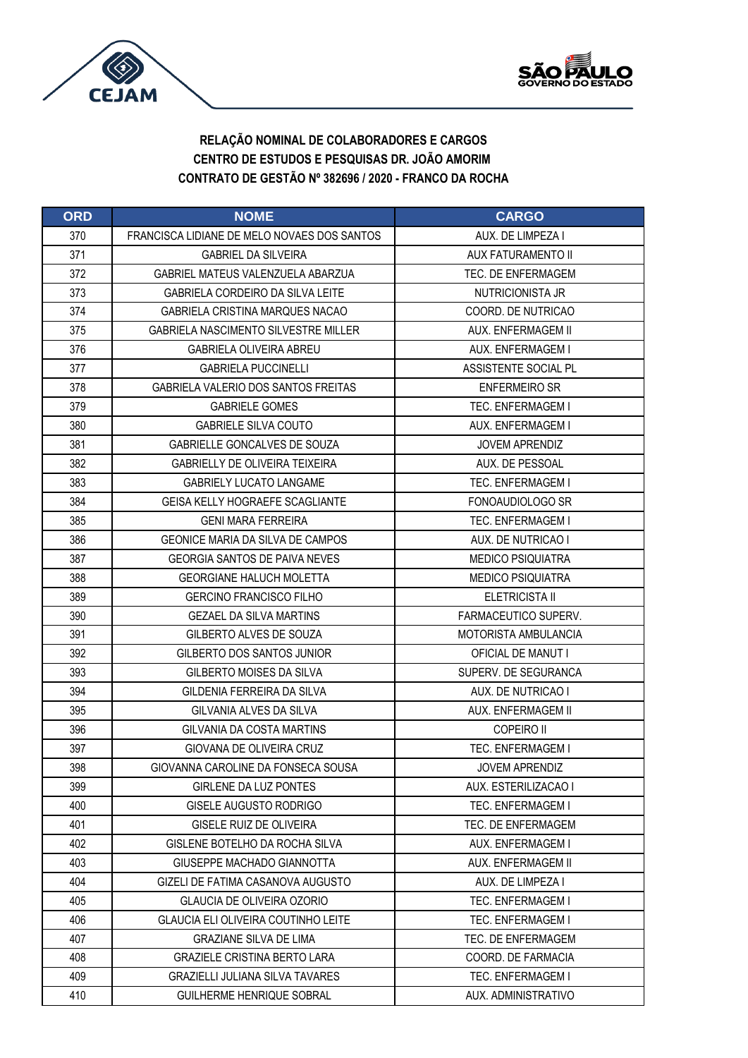**RELAÇÃO NOMINAL DE COLABORADORES E CARGOS**
**CENTRO DE ESTUDOS E PESQUISAS DR. JOÃO AMORIM**
**CONTRATO DE GESTÃO Nº 382696 / 2020 - FRANCO DA ROCHA**

| ORD | NOME | CARGO |
|---|---|---|
| 370 | FRANCISCA LIDIANE DE MELO NOVAES DOS SANTOS | AUX. DE LIMPEZA I |
| 371 | GABRIEL DA SILVEIRA | AUX FATURAMENTO II |
| 372 | GABRIEL MATEUS VALENZUELA ABARZUA | TEC. DE ENFERMAGEM |
| 373 | GABRIELA CORDEIRO DA SILVA LEITE | NUTRICIONISTA JR |
| 374 | GABRIELA CRISTINA MARQUES NACAO | COORD. DE NUTRICAO |
| 375 | GABRIELA NASCIMENTO SILVESTRE MILLER | AUX. ENFERMAGEM II |
| 376 | GABRIELA OLIVEIRA ABREU | AUX. ENFERMAGEM I |
| 377 | GABRIELA PUCCINELLI | ASSISTENTE SOCIAL PL |
| 378 | GABRIELA VALERIO DOS SANTOS FREITAS | ENFERMEIRO SR |
| 379 | GABRIELE GOMES | TEC. ENFERMAGEM I |
| 380 | GABRIELE SILVA COUTO | AUX. ENFERMAGEM I |
| 381 | GABRIELLE GONCALVES DE SOUZA | JOVEM APRENDIZ |
| 382 | GABRIELLY DE OLIVEIRA TEIXEIRA | AUX. DE PESSOAL |
| 383 | GABRIELY LUCATO LANGAME | TEC. ENFERMAGEM I |
| 384 | GEISA KELLY HOGRAEFE SCAGLIANTE | FONOAUDIOLOGO SR |
| 385 | GENI MARA FERREIRA | TEC. ENFERMAGEM I |
| 386 | GEONICE MARIA DA SILVA DE CAMPOS | AUX. DE NUTRICAO I |
| 387 | GEORGIA SANTOS DE PAIVA NEVES | MEDICO PSIQUIATRA |
| 388 | GEORGIANE HALUCH MOLETTA | MEDICO PSIQUIATRA |
| 389 | GERCINO FRANCISCO FILHO | ELETRICISTA II |
| 390 | GEZAEL DA SILVA MARTINS | FARMACEUTICO SUPERV. |
| 391 | GILBERTO ALVES DE SOUZA | MOTORISTA AMBULANCIA |
| 392 | GILBERTO DOS SANTOS JUNIOR | OFICIAL DE MANUT I |
| 393 | GILBERTO MOISES DA SILVA | SUPERV. DE SEGURANCA |
| 394 | GILDENIA FERREIRA DA SILVA | AUX. DE NUTRICAO I |
| 395 | GILVANIA ALVES DA SILVA | AUX. ENFERMAGEM II |
| 396 | GILVANIA DA COSTA MARTINS | COPEIRO II |
| 397 | GIOVANA DE OLIVEIRA CRUZ | TEC. ENFERMAGEM I |
| 398 | GIOVANNA CAROLINE DA FONSECA SOUSA | JOVEM APRENDIZ |
| 399 | GIRLENE DA LUZ PONTES | AUX. ESTERILIZACAO I |
| 400 | GISELE AUGUSTO RODRIGO | TEC. ENFERMAGEM I |
| 401 | GISELE RUIZ DE OLIVEIRA | TEC. DE ENFERMAGEM |
| 402 | GISLENE BOTELHO DA ROCHA SILVA | AUX. ENFERMAGEM I |
| 403 | GIUSEPPE MACHADO GIANNOTTA | AUX. ENFERMAGEM II |
| 404 | GIZELI DE FATIMA CASANOVA AUGUSTO | AUX. DE LIMPEZA I |
| 405 | GLAUCIA DE OLIVEIRA OZORIO | TEC. ENFERMAGEM I |
| 406 | GLAUCIA ELI OLIVEIRA COUTINHO LEITE | TEC. ENFERMAGEM I |
| 407 | GRAZIANE SILVA DE LIMA | TEC. DE ENFERMAGEM |
| 408 | GRAZIELE CRISTINA BERTO LARA | COORD. DE FARMACIA |
| 409 | GRAZIELLI JULIANA SILVA TAVARES | TEC. ENFERMAGEM I |
| 410 | GUILHERME HENRIQUE SOBRAL | AUX. ADMINISTRATIVO |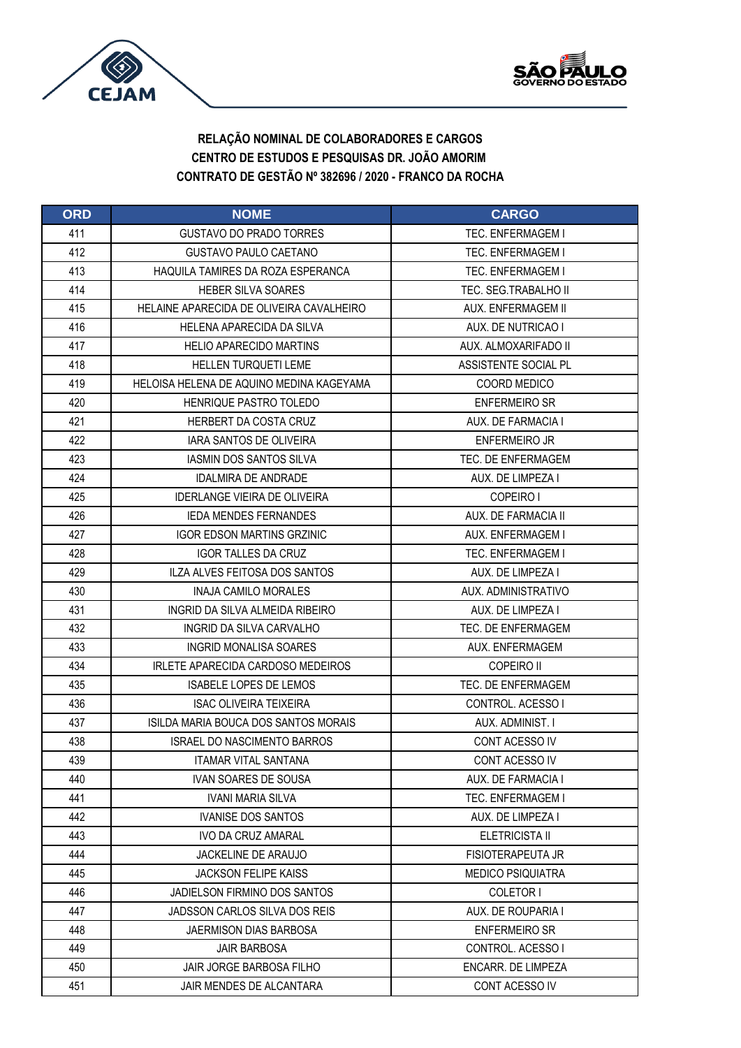**RELAÇÃO NOMINAL DE COLABORADORES E CARGOS**
**CENTRO DE ESTUDOS E PESQUISAS DR. JOÃO AMORIM**
**CONTRATO DE GESTÃO Nº 382696 / 2020 - FRANCO DA ROCHA**

| ORD | NOME | CARGO |
|---|---|---|
| 411 | GUSTAVO DO PRADO TORRES | TEC. ENFERMAGEM I |
| 412 | GUSTAVO PAULO CAETANO | TEC. ENFERMAGEM I |
| 413 | HAQUILA TAMIRES DA ROZA ESPERANCA | TEC. ENFERMAGEM I |
| 414 | HEBER SILVA SOARES | TEC. SEG.TRABALHO II |
| 415 | HELAINE APARECIDA DE OLIVEIRA CAVALHEIRO | AUX. ENFERMAGEM II |
| 416 | HELENA APARECIDA DA SILVA | AUX. DE NUTRICAO I |
| 417 | HELIO APARECIDO MARTINS | AUX. ALMOXARIFADO II |
| 418 | HELLEN TURQUETI LEME | ASSISTENTE SOCIAL PL |
| 419 | HELOISA HELENA DE AQUINO MEDINA KAGEYAMA | COORD MEDICO |
| 420 | HENRIQUE PASTRO TOLEDO | ENFERMEIRO SR |
| 421 | HERBERT DA COSTA CRUZ | AUX. DE FARMACIA I |
| 422 | IARA SANTOS DE OLIVEIRA | ENFERMEIRO JR |
| 423 | IASMIN DOS SANTOS SILVA | TEC. DE ENFERMAGEM |
| 424 | IDALMIRA DE ANDRADE | AUX. DE LIMPEZA I |
| 425 | IDERLANGE VIEIRA DE OLIVEIRA | COPEIRO I |
| 426 | IEDA MENDES FERNANDES | AUX. DE FARMACIA II |
| 427 | IGOR EDSON MARTINS GRZINIC | AUX. ENFERMAGEM I |
| 428 | IGOR TALLES DA CRUZ | TEC. ENFERMAGEM I |
| 429 | ILZA ALVES FEITOSA DOS SANTOS | AUX. DE LIMPEZA I |
| 430 | INAJA CAMILO MORALES | AUX. ADMINISTRATIVO |
| 431 | INGRID DA SILVA ALMEIDA RIBEIRO | AUX. DE LIMPEZA I |
| 432 | INGRID DA SILVA CARVALHO | TEC. DE ENFERMAGEM |
| 433 | INGRID MONALISA SOARES | AUX. ENFERMAGEM |
| 434 | IRLETE APARECIDA CARDOSO MEDEIROS | COPEIRO II |
| 435 | ISABELE LOPES DE LEMOS | TEC. DE ENFERMAGEM |
| 436 | ISAC OLIVEIRA TEIXEIRA | CONTROL. ACESSO I |
| 437 | ISILDA MARIA BOUCA DOS SANTOS MORAIS | AUX. ADMINIST. I |
| 438 | ISRAEL DO NASCIMENTO BARROS | CONT ACESSO IV |
| 439 | ITAMAR VITAL SANTANA | CONT ACESSO IV |
| 440 | IVAN SOARES DE SOUSA | AUX. DE FARMACIA I |
| 441 | IVANI MARIA SILVA | TEC. ENFERMAGEM I |
| 442 | IVANISE DOS SANTOS | AUX. DE LIMPEZA I |
| 443 | IVO DA CRUZ AMARAL | ELETRICISTA II |
| 444 | JACKELINE DE ARAUJO | FISIOTERAPEUTA JR |
| 445 | JACKSON FELIPE KAISS | MEDICO PSIQUIATRA |
| 446 | JADIELSON FIRMINO DOS SANTOS | COLETOR I |
| 447 | JADSSON CARLOS SILVA DOS REIS | AUX. DE ROUPARIA I |
| 448 | JAERMISON DIAS BARBOSA | ENFERMEIRO SR |
| 449 | JAIR BARBOSA | CONTROL. ACESSO I |
| 450 | JAIR JORGE BARBOSA FILHO | ENCARR. DE LIMPEZA |
| 451 | JAIR MENDES DE ALCANTARA | CONT ACESSO IV |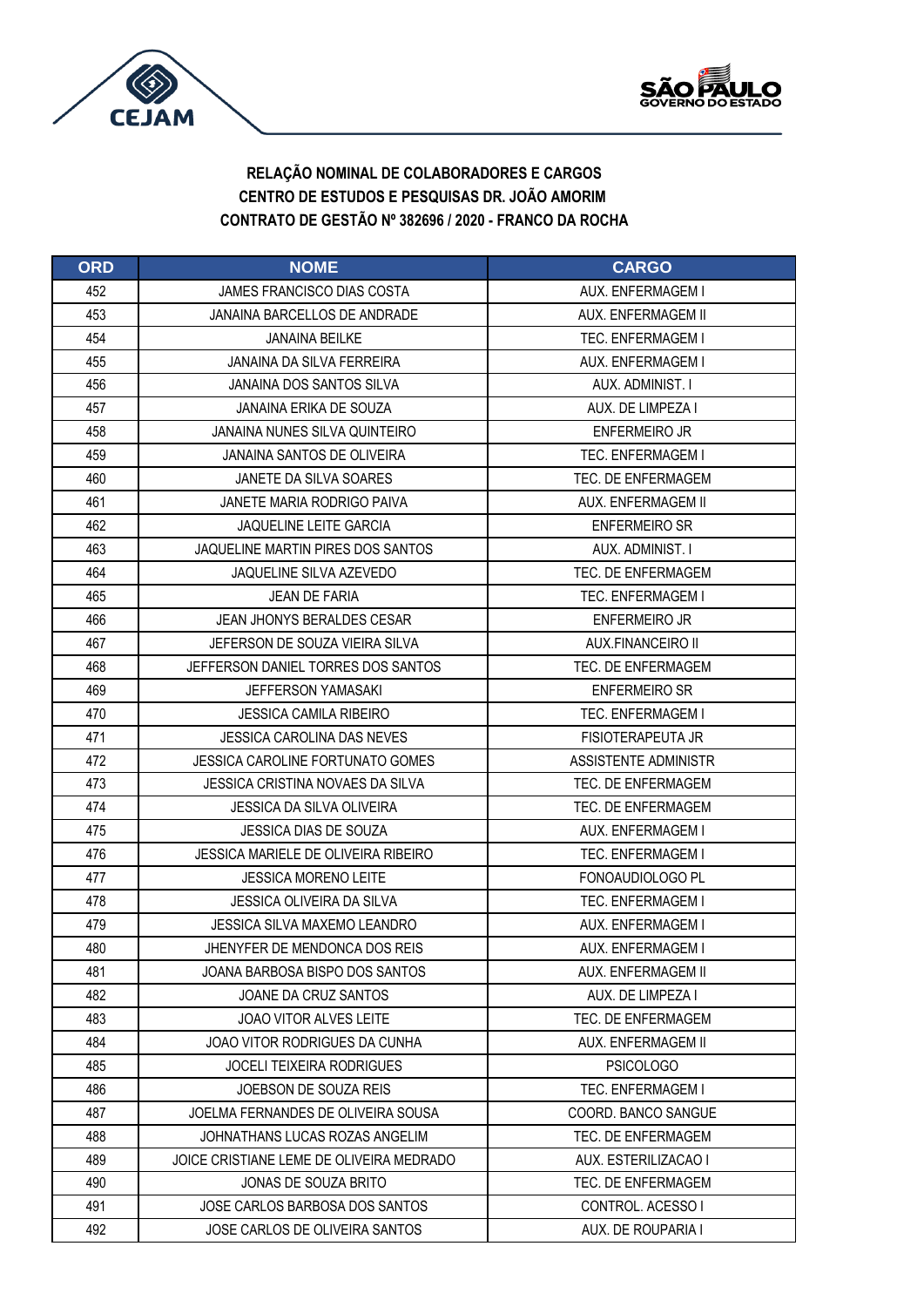**RELAÇÃO NOMINAL DE COLABORADORES E CARGOS**
**CENTRO DE ESTUDOS E PESQUISAS DR. JOÃO AMORIM**
**CONTRATO DE GESTÃO Nº 382696 / 2020 - FRANCO DA ROCHA**

| ORD | NOME | CARGO |
|---|---|---|
| 452 | JAMES FRANCISCO DIAS COSTA | AUX. ENFERMAGEM I |
| 453 | JANAINA BARCELLOS DE ANDRADE | AUX. ENFERMAGEM II |
| 454 | JANAINA BEILKE | TEC. ENFERMAGEM I |
| 455 | JANAINA DA SILVA FERREIRA | AUX. ENFERMAGEM I |
| 456 | JANAINA DOS SANTOS SILVA | AUX. ADMINIST. I |
| 457 | JANAINA ERIKA DE SOUZA | AUX. DE LIMPEZA I |
| 458 | JANAINA NUNES SILVA QUINTEIRO | ENFERMEIRO JR |
| 459 | JANAINA SANTOS DE OLIVEIRA | TEC. ENFERMAGEM I |
| 460 | JANETE DA SILVA SOARES | TEC. DE ENFERMAGEM |
| 461 | JANETE MARIA RODRIGO PAIVA | AUX. ENFERMAGEM II |
| 462 | JAQUELINE LEITE GARCIA | ENFERMEIRO SR |
| 463 | JAQUELINE MARTIN PIRES DOS SANTOS | AUX. ADMINIST. I |
| 464 | JAQUELINE SILVA AZEVEDO | TEC. DE ENFERMAGEM |
| 465 | JEAN DE FARIA | TEC. ENFERMAGEM I |
| 466 | JEAN JHONYS BERALDES CESAR | ENFERMEIRO JR |
| 467 | JEFERSON DE SOUZA VIEIRA SILVA | AUX.FINANCEIRO II |
| 468 | JEFFERSON DANIEL TORRES DOS SANTOS | TEC. DE ENFERMAGEM |
| 469 | JEFFERSON YAMASAKI | ENFERMEIRO SR |
| 470 | JESSICA CAMILA RIBEIRO | TEC. ENFERMAGEM I |
| 471 | JESSICA CAROLINA DAS NEVES | FISIOTERAPEUTA JR |
| 472 | JESSICA CAROLINE FORTUNATO GOMES | ASSISTENTE ADMINISTR |
| 473 | JESSICA CRISTINA NOVAES DA SILVA | TEC. DE ENFERMAGEM |
| 474 | JESSICA DA SILVA OLIVEIRA | TEC. DE ENFERMAGEM |
| 475 | JESSICA DIAS DE SOUZA | AUX. ENFERMAGEM I |
| 476 | JESSICA MARIELE DE OLIVEIRA RIBEIRO | TEC. ENFERMAGEM I |
| 477 | JESSICA MORENO LEITE | FONOAUDIOLOGO PL |
| 478 | JESSICA OLIVEIRA DA SILVA | TEC. ENFERMAGEM I |
| 479 | JESSICA SILVA MAXEMO LEANDRO | AUX. ENFERMAGEM I |
| 480 | JHENYFER DE MENDONCA DOS REIS | AUX. ENFERMAGEM I |
| 481 | JOANA BARBOSA BISPO DOS SANTOS | AUX. ENFERMAGEM II |
| 482 | JOANE DA CRUZ SANTOS | AUX. DE LIMPEZA I |
| 483 | JOAO VITOR ALVES LEITE | TEC. DE ENFERMAGEM |
| 484 | JOAO VITOR RODRIGUES DA CUNHA | AUX. ENFERMAGEM II |
| 485 | JOCELI TEIXEIRA RODRIGUES | PSICOLOGO |
| 486 | JOEBSON DE SOUZA REIS | TEC. ENFERMAGEM I |
| 487 | JOELMA FERNANDES DE OLIVEIRA SOUSA | COORD. BANCO SANGUE |
| 488 | JOHNATHANS LUCAS ROZAS ANGELIM | TEC. DE ENFERMAGEM |
| 489 | JOICE CRISTIANE LEME DE OLIVEIRA MEDRADO | AUX. ESTERILIZACAO I |
| 490 | JONAS DE SOUZA BRITO | TEC. DE ENFERMAGEM |
| 491 | JOSE CARLOS BARBOSA DOS SANTOS | CONTROL. ACESSO I |
| 492 | JOSE CARLOS DE OLIVEIRA SANTOS | AUX. DE ROUPARIA I |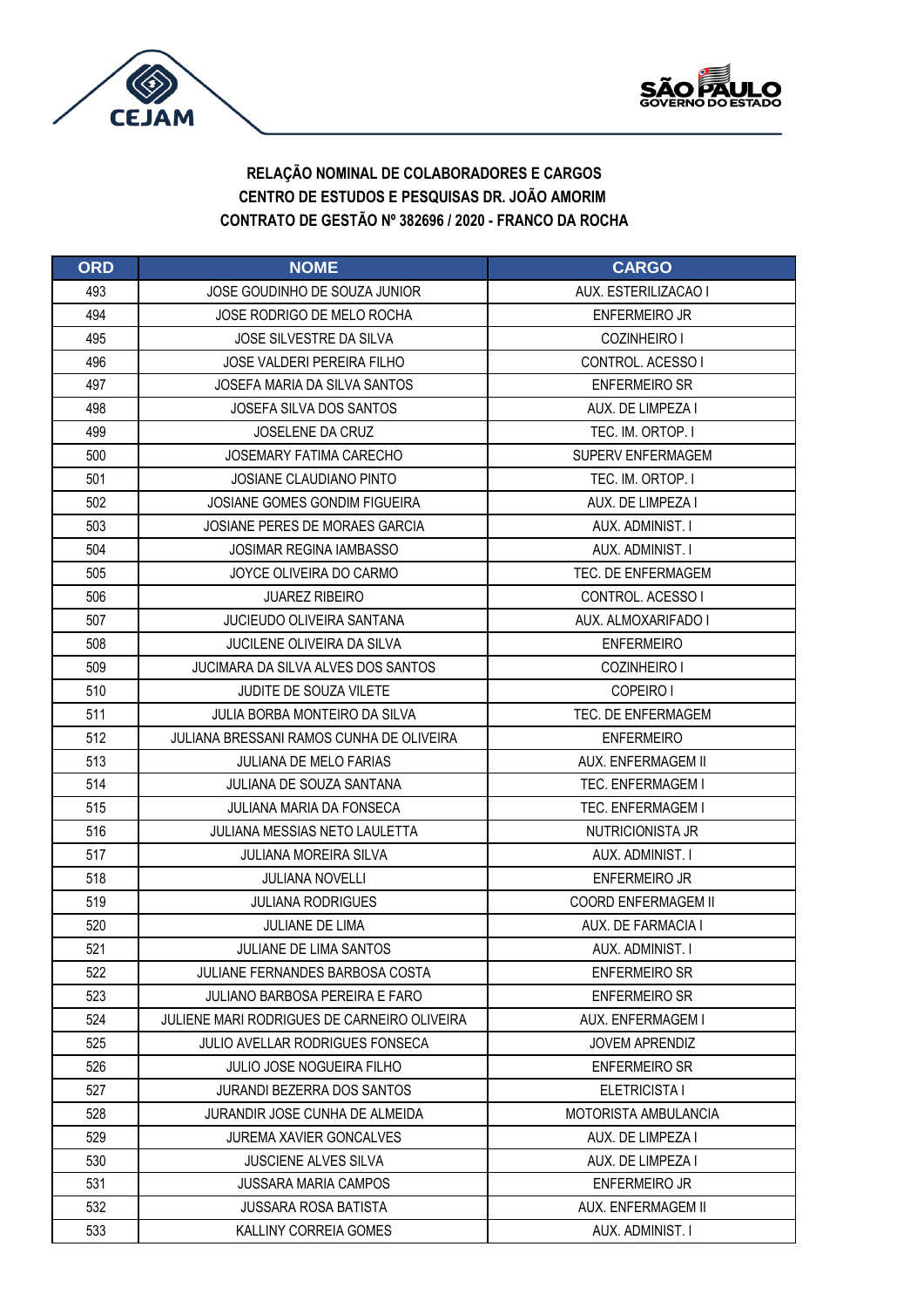**RELAÇÃO NOMINAL DE COLABORADORES E CARGOS**
**CENTRO DE ESTUDOS E PESQUISAS DR. JOÃO AMORIM**
**CONTRATO DE GESTÃO Nº 382696 / 2020 - FRANCO DA ROCHA**

| ORD | NOME | CARGO |
|---|---|---|
| 493 | JOSE GOUDINHO DE SOUZA JUNIOR | AUX. ESTERILIZACAO I |
| 494 | JOSE RODRIGO DE MELO ROCHA | ENFERMEIRO JR |
| 495 | JOSE SILVESTRE DA SILVA | COZINHEIRO I |
| 496 | JOSE VALDERI PEREIRA FILHO | CONTROL. ACESSO I |
| 497 | JOSEFA MARIA DA SILVA SANTOS | ENFERMEIRO SR |
| 498 | JOSEFA SILVA DOS SANTOS | AUX. DE LIMPEZA I |
| 499 | JOSELENE DA CRUZ | TEC. IM. ORTOP. I |
| 500 | JOSEMARY FATIMA CARECHO | SUPERV ENFERMAGEM |
| 501 | JOSIANE CLAUDIANO PINTO | TEC. IM. ORTOP. I |
| 502 | JOSIANE GOMES GONDIM FIGUEIRA | AUX. DE LIMPEZA I |
| 503 | JOSIANE PERES DE MORAES GARCIA | AUX. ADMINIST. I |
| 504 | JOSIMAR REGINA IAMBASSO | AUX. ADMINIST. I |
| 505 | JOYCE OLIVEIRA DO CARMO | TEC. DE ENFERMAGEM |
| 506 | JUAREZ RIBEIRO | CONTROL. ACESSO I |
| 507 | JUCIEUDO OLIVEIRA SANTANA | AUX. ALMOXARIFADO I |
| 508 | JUCILENE OLIVEIRA DA SILVA | ENFERMEIRO |
| 509 | JUCIMARA DA SILVA ALVES DOS SANTOS | COZINHEIRO I |
| 510 | JUDITE DE SOUZA VILETE | COPEIRO I |
| 511 | JULIA BORBA MONTEIRO DA SILVA | TEC. DE ENFERMAGEM |
| 512 | JULIANA BRESSANI RAMOS CUNHA DE OLIVEIRA | ENFERMEIRO |
| 513 | JULIANA DE MELO FARIAS | AUX. ENFERMAGEM II |
| 514 | JULIANA DE SOUZA SANTANA | TEC. ENFERMAGEM I |
| 515 | JULIANA MARIA DA FONSECA | TEC. ENFERMAGEM I |
| 516 | JULIANA MESSIAS NETO LAULETTA | NUTRICIONISTA JR |
| 517 | JULIANA MOREIRA SILVA | AUX. ADMINIST. I |
| 518 | JULIANA NOVELLI | ENFERMEIRO JR |
| 519 | JULIANA RODRIGUES | COORD ENFERMAGEM II |
| 520 | JULIANE DE LIMA | AUX. DE FARMACIA I |
| 521 | JULIANE DE LIMA SANTOS | AUX. ADMINIST. I |
| 522 | JULIANE FERNANDES BARBOSA COSTA | ENFERMEIRO SR |
| 523 | JULIANO BARBOSA PEREIRA E FARO | ENFERMEIRO SR |
| 524 | JULIENE MARI RODRIGUES DE CARNEIRO OLIVEIRA | AUX. ENFERMAGEM I |
| 525 | JULIO AVELLAR RODRIGUES FONSECA | JOVEM APRENDIZ |
| 526 | JULIO JOSE NOGUEIRA FILHO | ENFERMEIRO SR |
| 527 | JURANDI BEZERRA DOS SANTOS | ELETRICISTA I |
| 528 | JURANDIR JOSE CUNHA DE ALMEIDA | MOTORISTA AMBULANCIA |
| 529 | JUREMA XAVIER GONCALVES | AUX. DE LIMPEZA I |
| 530 | JUSCIENE ALVES SILVA | AUX. DE LIMPEZA I |
| 531 | JUSSARA MARIA CAMPOS | ENFERMEIRO JR |
| 532 | JUSSARA ROSA BATISTA | AUX. ENFERMAGEM II |
| 533 | KALLINY CORREIA GOMES | AUX. ADMINIST. I |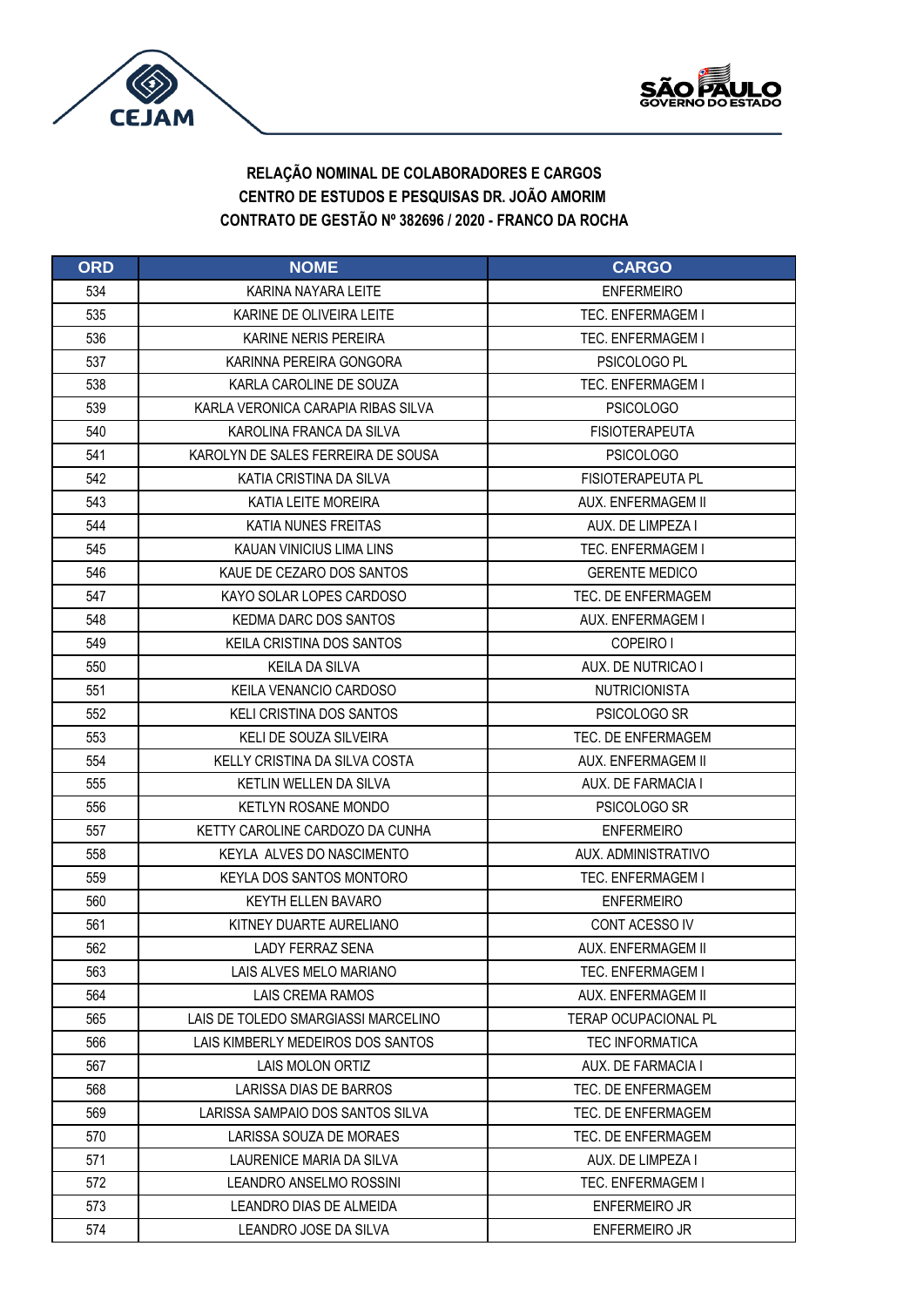**RELAÇÃO NOMINAL DE COLABORADORES E CARGOS**
**CENTRO DE ESTUDOS E PESQUISAS DR. JOÃO AMORIM**
**CONTRATO DE GESTÃO Nº 382696 / 2020 - FRANCO DA ROCHA**

| ORD | NOME | CARGO |
|---|---|---|
| 534 | KARINA NAYARA LEITE | ENFERMEIRO |
| 535 | KARINE DE OLIVEIRA LEITE | TEC. ENFERMAGEM I |
| 536 | KARINE NERIS PEREIRA | TEC. ENFERMAGEM I |
| 537 | KARINNA PEREIRA GONGORA | PSICOLOGO PL |
| 538 | KARLA CAROLINE DE SOUZA | TEC. ENFERMAGEM I |
| 539 | KARLA VERONICA CARAPIA RIBAS SILVA | PSICOLOGO |
| 540 | KAROLINA FRANCA DA SILVA | FISIOTERAPEUTA |
| 541 | KAROLYN DE SALES FERREIRA DE SOUSA | PSICOLOGO |
| 542 | KATIA CRISTINA DA SILVA | FISIOTERAPEUTA PL |
| 543 | KATIA LEITE MOREIRA | AUX. ENFERMAGEM II |
| 544 | KATIA NUNES FREITAS | AUX. DE LIMPEZA I |
| 545 | KAUAN VINICIUS LIMA LINS | TEC. ENFERMAGEM I |
| 546 | KAUE DE CEZARO DOS SANTOS | GERENTE MEDICO |
| 547 | KAYO SOLAR LOPES CARDOSO | TEC. DE ENFERMAGEM |
| 548 | KEDMA DARC DOS SANTOS | AUX. ENFERMAGEM I |
| 549 | KEILA CRISTINA DOS SANTOS | COPEIRO I |
| 550 | KEILA DA SILVA | AUX. DE NUTRICAO I |
| 551 | KEILA VENANCIO CARDOSO | NUTRICIONISTA |
| 552 | KELI CRISTINA DOS SANTOS | PSICOLOGO SR |
| 553 | KELI DE SOUZA SILVEIRA | TEC. DE ENFERMAGEM |
| 554 | KELLY CRISTINA DA SILVA COSTA | AUX. ENFERMAGEM II |
| 555 | KETLIN WELLEN DA SILVA | AUX. DE FARMACIA I |
| 556 | KETLYN ROSANE MONDO | PSICOLOGO SR |
| 557 | KETTY CAROLINE CARDOZO DA CUNHA | ENFERMEIRO |
| 558 | KEYLA ALVES DO NASCIMENTO | AUX. ADMINISTRATIVO |
| 559 | KEYLA DOS SANTOS MONTORO | TEC. ENFERMAGEM I |
| 560 | KEYTH ELLEN BAVARO | ENFERMEIRO |
| 561 | KITNEY DUARTE AURELIANO | CONT ACESSO IV |
| 562 | LADY FERRAZ SENA | AUX. ENFERMAGEM II |
| 563 | LAIS ALVES MELO MARIANO | TEC. ENFERMAGEM I |
| 564 | LAIS CREMA RAMOS | AUX. ENFERMAGEM II |
| 565 | LAIS DE TOLEDO SMARGIASSI MARCELINO | TERAP OCUPACIONAL PL |
| 566 | LAIS KIMBERLY MEDEIROS DOS SANTOS | TEC INFORMATICA |
| 567 | LAIS MOLON ORTIZ | AUX. DE FARMACIA I |
| 568 | LARISSA DIAS DE BARROS | TEC. DE ENFERMAGEM |
| 569 | LARISSA SAMPAIO DOS SANTOS SILVA | TEC. DE ENFERMAGEM |
| 570 | LARISSA SOUZA DE MORAES | TEC. DE ENFERMAGEM |
| 571 | LAURENICE MARIA DA SILVA | AUX. DE LIMPEZA I |
| 572 | LEANDRO ANSELMO ROSSINI | TEC. ENFERMAGEM I |
| 573 | LEANDRO DIAS DE ALMEIDA | ENFERMEIRO JR |
| 574 | LEANDRO JOSE DA SILVA | ENFERMEIRO JR |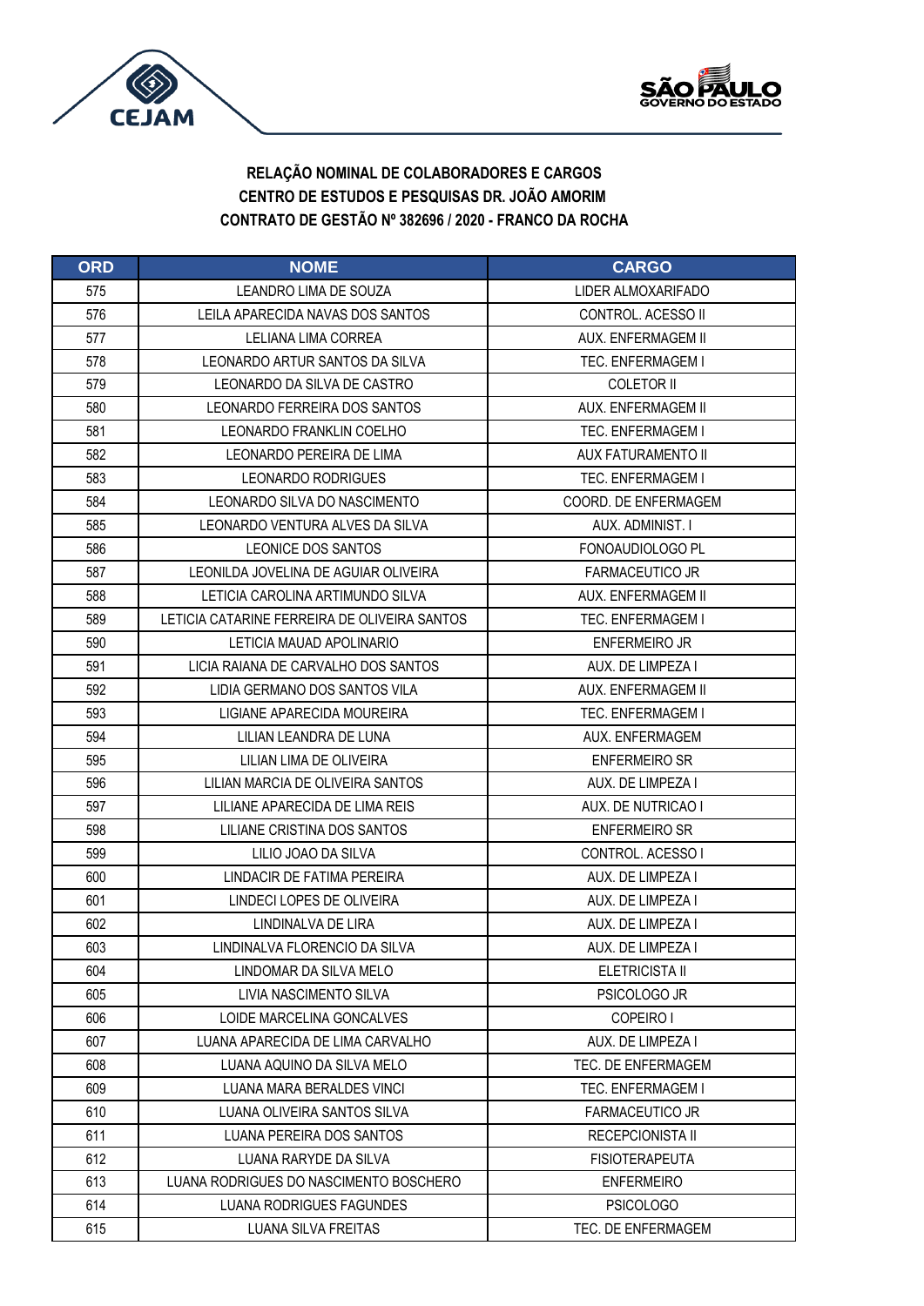**RELAÇÃO NOMINAL DE COLABORADORES E CARGOS**
**CENTRO DE ESTUDOS E PESQUISAS DR. JOÃO AMORIM**
**CONTRATO DE GESTÃO Nº 382696 / 2020 - FRANCO DA ROCHA**

| ORD | NOME | CARGO |
|---|---|---|
| 575 | LEANDRO LIMA DE SOUZA | LIDER ALMOXARIFADO |
| 576 | LEILA APARECIDA NAVAS DOS SANTOS | CONTROL. ACESSO II |
| 577 | LELIANA LIMA CORREA | AUX. ENFERMAGEM II |
| 578 | LEONARDO ARTUR SANTOS DA SILVA | TEC. ENFERMAGEM I |
| 579 | LEONARDO DA SILVA DE CASTRO | COLETOR II |
| 580 | LEONARDO FERREIRA DOS SANTOS | AUX. ENFERMAGEM II |
| 581 | LEONARDO FRANKLIN COELHO | TEC. ENFERMAGEM I |
| 582 | LEONARDO PEREIRA DE LIMA | AUX FATURAMENTO II |
| 583 | LEONARDO RODRIGUES | TEC. ENFERMAGEM I |
| 584 | LEONARDO SILVA DO NASCIMENTO | COORD. DE ENFERMAGEM |
| 585 | LEONARDO VENTURA ALVES DA SILVA | AUX. ADMINIST. I |
| 586 | LEONICE DOS SANTOS | FONOAUDIOLOGO PL |
| 587 | LEONILDA JOVELINA DE AGUIAR OLIVEIRA | FARMACEUTICO JR |
| 588 | LETICIA CAROLINA ARTIMUNDO SILVA | AUX. ENFERMAGEM II |
| 589 | LETICIA CATARINE FERREIRA DE OLIVEIRA SANTOS | TEC. ENFERMAGEM I |
| 590 | LETICIA MAUAD APOLINARIO | ENFERMEIRO JR |
| 591 | LICIA RAIANA DE CARVALHO DOS SANTOS | AUX. DE LIMPEZA I |
| 592 | LIDIA GERMANO DOS SANTOS VILA | AUX. ENFERMAGEM II |
| 593 | LIGIANE APARECIDA MOUREIRA | TEC. ENFERMAGEM I |
| 594 | LILIAN LEANDRA DE LUNA | AUX. ENFERMAGEM |
| 595 | LILIAN LIMA DE OLIVEIRA | ENFERMEIRO SR |
| 596 | LILIAN MARCIA DE OLIVEIRA SANTOS | AUX. DE LIMPEZA I |
| 597 | LILIANE APARECIDA DE LIMA REIS | AUX. DE NUTRICAO I |
| 598 | LILIANE CRISTINA DOS SANTOS | ENFERMEIRO SR |
| 599 | LILIO JOAO DA SILVA | CONTROL. ACESSO I |
| 600 | LINDACIR DE FATIMA PEREIRA | AUX. DE LIMPEZA I |
| 601 | LINDECI LOPES DE OLIVEIRA | AUX. DE LIMPEZA I |
| 602 | LINDINALVA DE LIRA | AUX. DE LIMPEZA I |
| 603 | LINDINALVA FLORENCIO DA SILVA | AUX. DE LIMPEZA I |
| 604 | LINDOMAR DA SILVA MELO | ELETRICISTA II |
| 605 | LIVIA NASCIMENTO SILVA | PSICOLOGO JR |
| 606 | LOIDE MARCELINA GONCALVES | COPEIRO I |
| 607 | LUANA APARECIDA DE LIMA CARVALHO | AUX. DE LIMPEZA I |
| 608 | LUANA AQUINO DA SILVA MELO | TEC. DE ENFERMAGEM |
| 609 | LUANA MARA BERALDES VINCI | TEC. ENFERMAGEM I |
| 610 | LUANA OLIVEIRA SANTOS SILVA | FARMACEUTICO JR |
| 611 | LUANA PEREIRA DOS SANTOS | RECEPCIONISTA II |
| 612 | LUANA RARYDE DA SILVA | FISIOTERAPEUTA |
| 613 | LUANA RODRIGUES DO NASCIMENTO BOSCHERO | ENFERMEIRO |
| 614 | LUANA RODRIGUES FAGUNDES | PSICOLOGO |
| 615 | LUANA SILVA FREITAS | TEC. DE ENFERMAGEM |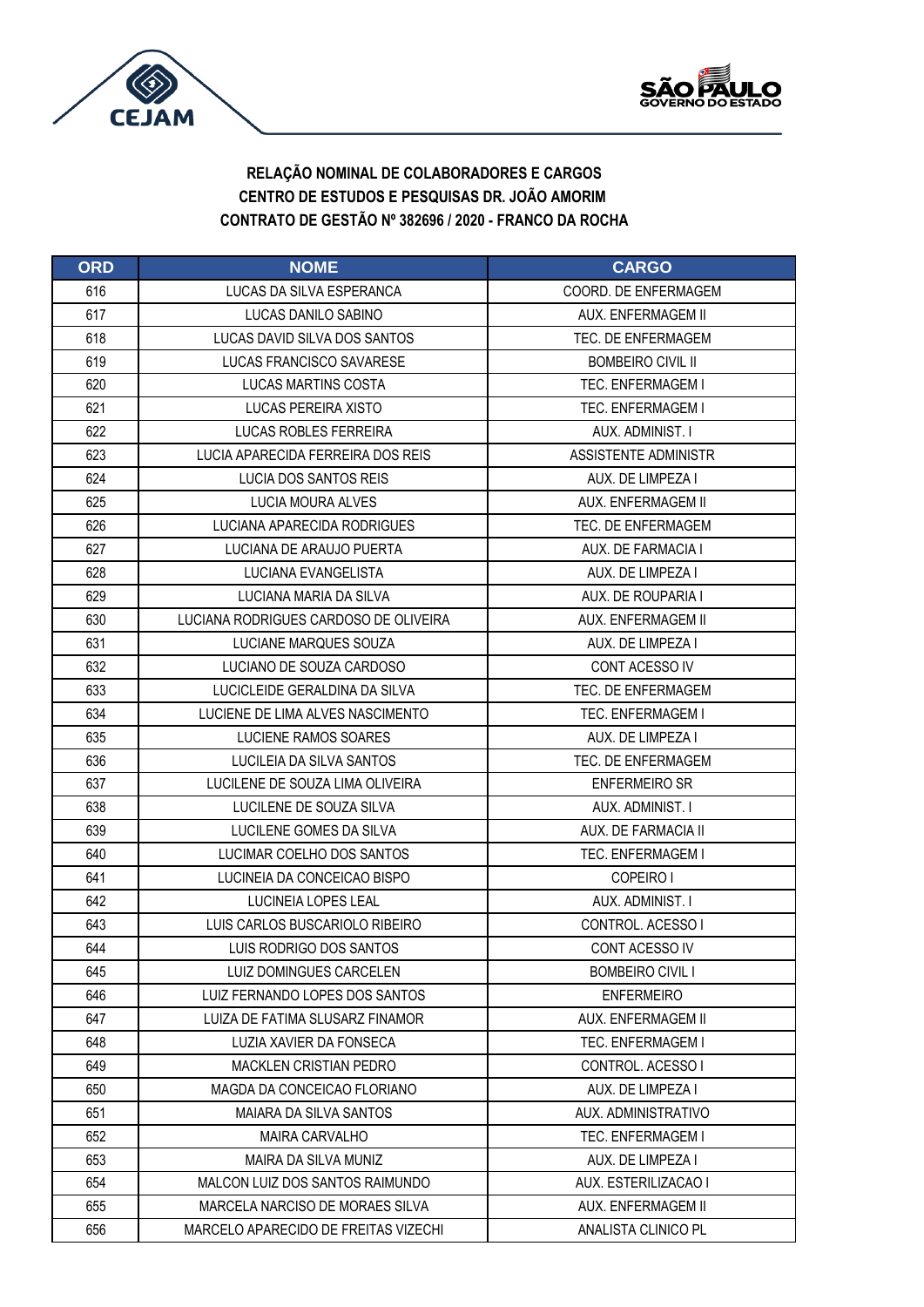**RELAÇÃO NOMINAL DE COLABORADORES E CARGOS**
**CENTRO DE ESTUDOS E PESQUISAS DR. JOÃO AMORIM**
**CONTRATO DE GESTÃO Nº 382696 / 2020 - FRANCO DA ROCHA**

| ORD | NOME | CARGO |
|---|---|---|
| 616 | LUCAS DA SILVA ESPERANCA | COORD. DE ENFERMAGEM |
| 617 | LUCAS DANILO SABINO | AUX. ENFERMAGEM II |
| 618 | LUCAS DAVID SILVA DOS SANTOS | TEC. DE ENFERMAGEM |
| 619 | LUCAS FRANCISCO SAVARESE | BOMBEIRO CIVIL II |
| 620 | LUCAS MARTINS COSTA | TEC. ENFERMAGEM I |
| 621 | LUCAS PEREIRA XISTO | TEC. ENFERMAGEM I |
| 622 | LUCAS ROBLES FERREIRA | AUX. ADMINIST. I |
| 623 | LUCIA APARECIDA FERREIRA DOS REIS | ASSISTENTE ADMINISTR |
| 624 | LUCIA DOS SANTOS REIS | AUX. DE LIMPEZA I |
| 625 | LUCIA MOURA ALVES | AUX. ENFERMAGEM II |
| 626 | LUCIANA APARECIDA RODRIGUES | TEC. DE ENFERMAGEM |
| 627 | LUCIANA DE ARAUJO PUERTA | AUX. DE FARMACIA I |
| 628 | LUCIANA EVANGELISTA | AUX. DE LIMPEZA I |
| 629 | LUCIANA MARIA DA SILVA | AUX. DE ROUPARIA I |
| 630 | LUCIANA RODRIGUES CARDOSO DE OLIVEIRA | AUX. ENFERMAGEM II |
| 631 | LUCIANE MARQUES SOUZA | AUX. DE LIMPEZA I |
| 632 | LUCIANO DE SOUZA CARDOSO | CONT ACESSO IV |
| 633 | LUCICLEIDE GERALDINA DA SILVA | TEC. DE ENFERMAGEM |
| 634 | LUCIENE DE LIMA ALVES NASCIMENTO | TEC. ENFERMAGEM I |
| 635 | LUCIENE RAMOS SOARES | AUX. DE LIMPEZA I |
| 636 | LUCILEIA DA SILVA SANTOS | TEC. DE ENFERMAGEM |
| 637 | LUCILENE DE SOUZA LIMA OLIVEIRA | ENFERMEIRO SR |
| 638 | LUCILENE DE SOUZA SILVA | AUX. ADMINIST. I |
| 639 | LUCILENE GOMES DA SILVA | AUX. DE FARMACIA II |
| 640 | LUCIMAR COELHO DOS SANTOS | TEC. ENFERMAGEM I |
| 641 | LUCINEIA DA CONCEICAO BISPO | COPEIRO I |
| 642 | LUCINEIA LOPES LEAL | AUX. ADMINIST. I |
| 643 | LUIS CARLOS BUSCARIOLO RIBEIRO | CONTROL. ACESSO I |
| 644 | LUIS RODRIGO DOS SANTOS | CONT ACESSO IV |
| 645 | LUIZ DOMINGUES CARCELEN | BOMBEIRO CIVIL I |
| 646 | LUIZ FERNANDO LOPES DOS SANTOS | ENFERMEIRO |
| 647 | LUIZA DE FATIMA SLUSARZ FINAMOR | AUX. ENFERMAGEM II |
| 648 | LUZIA XAVIER DA FONSECA | TEC. ENFERMAGEM I |
| 649 | MACKLEN CRISTIAN PEDRO | CONTROL. ACESSO I |
| 650 | MAGDA DA CONCEICAO FLORIANO | AUX. DE LIMPEZA I |
| 651 | MAIARA DA SILVA SANTOS | AUX. ADMINISTRATIVO |
| 652 | MAIRA CARVALHO | TEC. ENFERMAGEM I |
| 653 | MAIRA DA SILVA MUNIZ | AUX. DE LIMPEZA I |
| 654 | MALCON LUIZ DOS SANTOS RAIMUNDO | AUX. ESTERILIZACAO I |
| 655 | MARCELA NARCISO DE MORAES SILVA | AUX. ENFERMAGEM II |
| 656 | MARCELO APARECIDO DE FREITAS VIZECHI | ANALISTA CLINICO PL |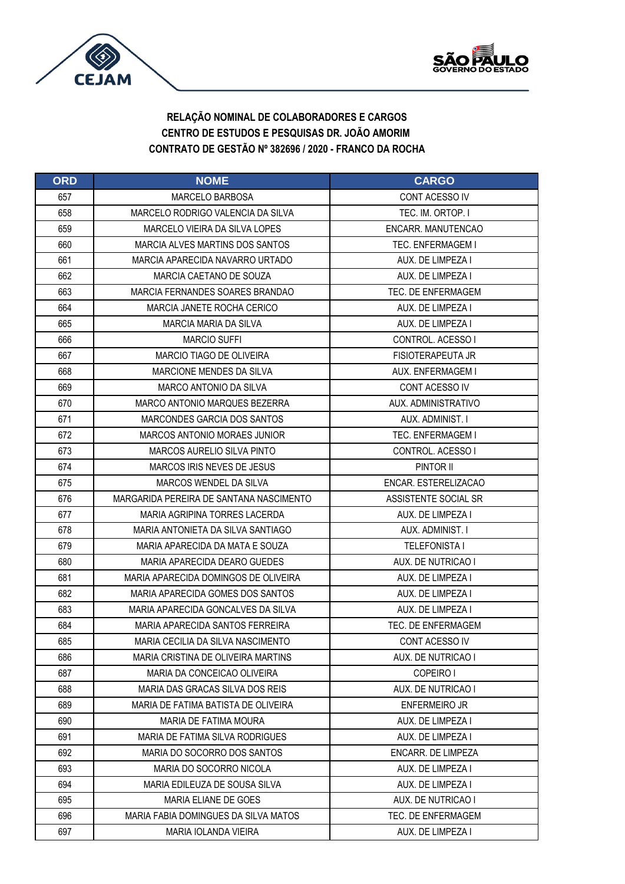**RELAÇÃO NOMINAL DE COLABORADORES E CARGOS**
**CENTRO DE ESTUDOS E PESQUISAS DR. JOÃO AMORIM**
**CONTRATO DE GESTÃO Nº 382696 / 2020 - FRANCO DA ROCHA**

| ORD | NOME | CARGO |
|---|---|---|
| 657 | MARCELO BARBOSA | CONT ACESSO IV |
| 658 | MARCELO RODRIGO VALENCIA DA SILVA | TEC. IM. ORTOP. I |
| 659 | MARCELO VIEIRA DA SILVA LOPES | ENCARR. MANUTENCAO |
| 660 | MARCIA ALVES MARTINS DOS SANTOS | TEC. ENFERMAGEM I |
| 661 | MARCIA APARECIDA NAVARRO URTADO | AUX. DE LIMPEZA I |
| 662 | MARCIA CAETANO DE SOUZA | AUX. DE LIMPEZA I |
| 663 | MARCIA FERNANDES SOARES BRANDAO | TEC. DE ENFERMAGEM |
| 664 | MARCIA JANETE ROCHA CERICO | AUX. DE LIMPEZA I |
| 665 | MARCIA MARIA DA SILVA | AUX. DE LIMPEZA I |
| 666 | MARCIO SUFFI | CONTROL. ACESSO I |
| 667 | MARCIO TIAGO DE OLIVEIRA | FISIOTERAPEUTA JR |
| 668 | MARCIONE MENDES DA SILVA | AUX. ENFERMAGEM I |
| 669 | MARCO ANTONIO DA SILVA | CONT ACESSO IV |
| 670 | MARCO ANTONIO MARQUES BEZERRA | AUX. ADMINISTRATIVO |
| 671 | MARCONDES GARCIA DOS SANTOS | AUX. ADMINIST. I |
| 672 | MARCOS ANTONIO MORAES JUNIOR | TEC. ENFERMAGEM I |
| 673 | MARCOS AURELIO SILVA PINTO | CONTROL. ACESSO I |
| 674 | MARCOS IRIS NEVES DE JESUS | PINTOR II |
| 675 | MARCOS WENDEL DA SILVA | ENCAR. ESTERELIZACAO |
| 676 | MARGARIDA PEREIRA DE SANTANA NASCIMENTO | ASSISTENTE SOCIAL SR |
| 677 | MARIA AGRIPINA TORRES LACERDA | AUX. DE LIMPEZA I |
| 678 | MARIA ANTONIETA DA SILVA SANTIAGO | AUX. ADMINIST. I |
| 679 | MARIA APARECIDA DA MATA E SOUZA | TELEFONISTA I |
| 680 | MARIA APARECIDA DEARO GUEDES | AUX. DE NUTRICAO I |
| 681 | MARIA APARECIDA DOMINGOS DE OLIVEIRA | AUX. DE LIMPEZA I |
| 682 | MARIA APARECIDA GOMES DOS SANTOS | AUX. DE LIMPEZA I |
| 683 | MARIA APARECIDA GONCALVES DA SILVA | AUX. DE LIMPEZA I |
| 684 | MARIA APARECIDA SANTOS FERREIRA | TEC. DE ENFERMAGEM |
| 685 | MARIA CECILIA DA SILVA NASCIMENTO | CONT ACESSO IV |
| 686 | MARIA CRISTINA DE OLIVEIRA MARTINS | AUX. DE NUTRICAO I |
| 687 | MARIA DA CONCEICAO OLIVEIRA | COPEIRO I |
| 688 | MARIA DAS GRACAS SILVA DOS REIS | AUX. DE NUTRICAO I |
| 689 | MARIA DE FATIMA BATISTA DE OLIVEIRA | ENFERMEIRO JR |
| 690 | MARIA DE FATIMA MOURA | AUX. DE LIMPEZA I |
| 691 | MARIA DE FATIMA SILVA RODRIGUES | AUX. DE LIMPEZA I |
| 692 | MARIA DO SOCORRO DOS SANTOS | ENCARR. DE LIMPEZA |
| 693 | MARIA DO SOCORRO NICOLA | AUX. DE LIMPEZA I |
| 694 | MARIA EDILEUZA DE SOUSA SILVA | AUX. DE LIMPEZA I |
| 695 | MARIA ELIANE DE GOES | AUX. DE NUTRICAO I |
| 696 | MARIA FABIA DOMINGUES DA SILVA MATOS | TEC. DE ENFERMAGEM |
| 697 | MARIA IOLANDA VIEIRA | AUX. DE LIMPEZA I |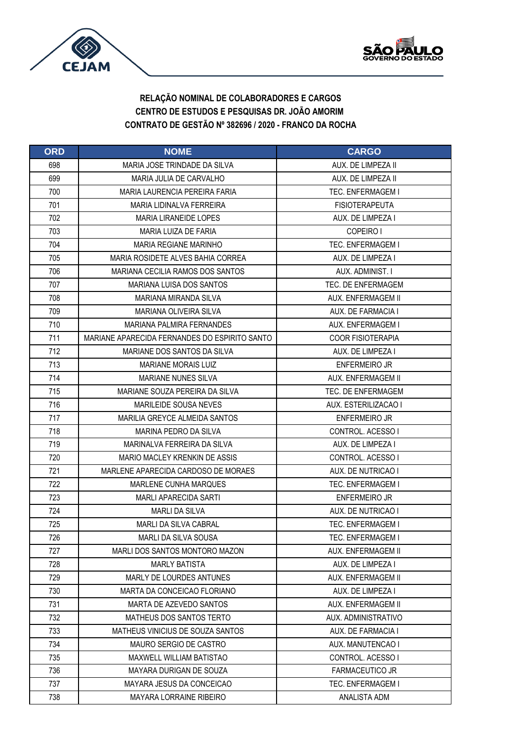**RELAÇÃO NOMINAL DE COLABORADORES E CARGOS**
**CENTRO DE ESTUDOS E PESQUISAS DR. JOÃO AMORIM**
**CONTRATO DE GESTÃO Nº 382696 / 2020 - FRANCO DA ROCHA**

| ORD | NOME | CARGO |
|---|---|---|
| 698 | MARIA JOSE TRINDADE DA SILVA | AUX. DE LIMPEZA II |
| 699 | MARIA JULIA DE CARVALHO | AUX. DE LIMPEZA II |
| 700 | MARIA LAURENCIA PEREIRA FARIA | TEC. ENFERMAGEM I |
| 701 | MARIA LIDINALVA FERREIRA | FISIOTERAPEUTA |
| 702 | MARIA LIRANEIDE LOPES | AUX. DE LIMPEZA I |
| 703 | MARIA LUIZA DE FARIA | COPEIRO I |
| 704 | MARIA REGIANE MARINHO | TEC. ENFERMAGEM I |
| 705 | MARIA ROSIDETE ALVES BAHIA CORREA | AUX. DE LIMPEZA I |
| 706 | MARIANA CECILIA RAMOS DOS SANTOS | AUX. ADMINIST. I |
| 707 | MARIANA LUISA DOS SANTOS | TEC. DE ENFERMAGEM |
| 708 | MARIANA MIRANDA SILVA | AUX. ENFERMAGEM II |
| 709 | MARIANA OLIVEIRA SILVA | AUX. DE FARMACIA I |
| 710 | MARIANA PALMIRA FERNANDES | AUX. ENFERMAGEM I |
| 711 | MARIANE APARECIDA FERNANDES DO ESPIRITO SANTO | COOR FISIOTERAPIA |
| 712 | MARIANE DOS SANTOS DA SILVA | AUX. DE LIMPEZA I |
| 713 | MARIANE MORAIS LUIZ | ENFERMEIRO JR |
| 714 | MARIANE NUNES SILVA | AUX. ENFERMAGEM II |
| 715 | MARIANE SOUZA PEREIRA DA SILVA | TEC. DE ENFERMAGEM |
| 716 | MARILEIDE SOUSA NEVES | AUX. ESTERILIZACAO I |
| 717 | MARILIA GREYCE ALMEIDA SANTOS | ENFERMEIRO JR |
| 718 | MARINA PEDRO DA SILVA | CONTROL. ACESSO I |
| 719 | MARINALVA FERREIRA DA SILVA | AUX. DE LIMPEZA I |
| 720 | MARIO MACLEY KRENKIN DE ASSIS | CONTROL. ACESSO I |
| 721 | MARLENE APARECIDA CARDOSO DE MORAES | AUX. DE NUTRICAO I |
| 722 | MARLENE CUNHA MARQUES | TEC. ENFERMAGEM I |
| 723 | MARLI APARECIDA SARTI | ENFERMEIRO JR |
| 724 | MARLI DA SILVA | AUX. DE NUTRICAO I |
| 725 | MARLI DA SILVA CABRAL | TEC. ENFERMAGEM I |
| 726 | MARLI DA SILVA SOUSA | TEC. ENFERMAGEM I |
| 727 | MARLI DOS SANTOS MONTORO MAZON | AUX. ENFERMAGEM II |
| 728 | MARLY BATISTA | AUX. DE LIMPEZA I |
| 729 | MARLY DE LOURDES ANTUNES | AUX. ENFERMAGEM II |
| 730 | MARTA DA CONCEICAO FLORIANO | AUX. DE LIMPEZA I |
| 731 | MARTA DE AZEVEDO SANTOS | AUX. ENFERMAGEM II |
| 732 | MATHEUS DOS SANTOS TERTO | AUX. ADMINISTRATIVO |
| 733 | MATHEUS VINICIUS DE SOUZA SANTOS | AUX. DE FARMACIA I |
| 734 | MAURO SERGIO DE CASTRO | AUX. MANUTENCAO I |
| 735 | MAXWELL WILLIAM BATISTAO | CONTROL. ACESSO I |
| 736 | MAYARA DURIGAN DE SOUZA | FARMACEUTICO JR |
| 737 | MAYARA JESUS DA CONCEICAO | TEC. ENFERMAGEM I |
| 738 | MAYARA LORRAINE RIBEIRO | ANALISTA ADM |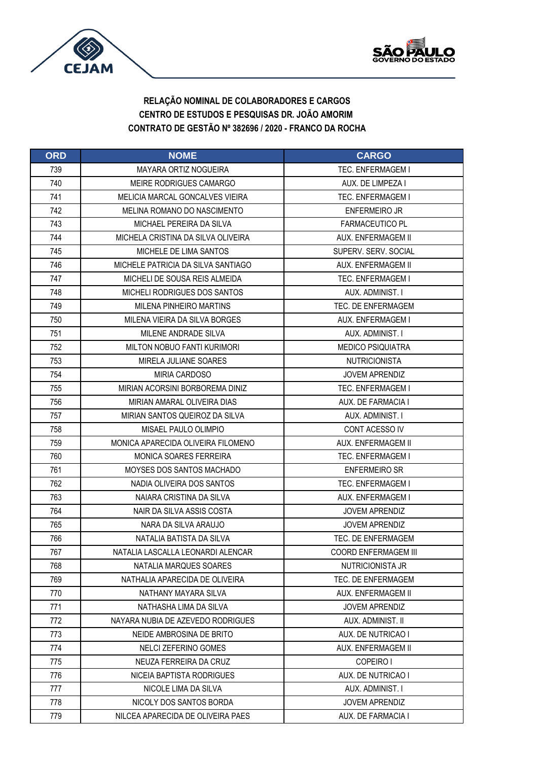**RELAÇÃO NOMINAL DE COLABORADORES E CARGOS**
**CENTRO DE ESTUDOS E PESQUISAS DR. JOÃO AMORIM**
**CONTRATO DE GESTÃO Nº 382696 / 2020 - FRANCO DA ROCHA**

| ORD | NOME | CARGO |
|---|---|---|
| 739 | MAYARA ORTIZ NOGUEIRA | TEC. ENFERMAGEM I |
| 740 | MEIRE RODRIGUES CAMARGO | AUX. DE LIMPEZA I |
| 741 | MELICIA MARCAL GONCALVES VIEIRA | TEC. ENFERMAGEM I |
| 742 | MELINA ROMANO DO NASCIMENTO | ENFERMEIRO JR |
| 743 | MICHAEL PEREIRA DA SILVA | FARMACEUTICO PL |
| 744 | MICHELA CRISTINA DA SILVA OLIVEIRA | AUX. ENFERMAGEM II |
| 745 | MICHELE DE LIMA SANTOS | SUPERV. SERV. SOCIAL |
| 746 | MICHELE PATRICIA DA SILVA SANTIAGO | AUX. ENFERMAGEM II |
| 747 | MICHELI DE SOUSA REIS ALMEIDA | TEC. ENFERMAGEM I |
| 748 | MICHELI RODRIGUES DOS SANTOS | AUX. ADMINIST. I |
| 749 | MILENA PINHEIRO MARTINS | TEC. DE ENFERMAGEM |
| 750 | MILENA VIEIRA DA SILVA BORGES | AUX. ENFERMAGEM I |
| 751 | MILENE ANDRADE SILVA | AUX. ADMINIST. I |
| 752 | MILTON NOBUO FANTI KURIMORI | MEDICO PSIQUIATRA |
| 753 | MIRELA JULIANE SOARES | NUTRICIONISTA |
| 754 | MIRIA CARDOSO | JOVEM APRENDIZ |
| 755 | MIRIAN ACORSINI BORBOREMA DINIZ | TEC. ENFERMAGEM I |
| 756 | MIRIAN AMARAL OLIVEIRA DIAS | AUX. DE FARMACIA I |
| 757 | MIRIAN SANTOS QUEIROZ DA SILVA | AUX. ADMINIST. I |
| 758 | MISAEL PAULO OLIMPIO | CONT ACESSO IV |
| 759 | MONICA APARECIDA OLIVEIRA FILOMENO | AUX. ENFERMAGEM II |
| 760 | MONICA SOARES FERREIRA | TEC. ENFERMAGEM I |
| 761 | MOYSES DOS SANTOS MACHADO | ENFERMEIRO SR |
| 762 | NADIA OLIVEIRA DOS SANTOS | TEC. ENFERMAGEM I |
| 763 | NAIARA CRISTINA DA SILVA | AUX. ENFERMAGEM I |
| 764 | NAIR DA SILVA ASSIS COSTA | JOVEM APRENDIZ |
| 765 | NARA DA SILVA ARAUJO | JOVEM APRENDIZ |
| 766 | NATALIA BATISTA DA SILVA | TEC. DE ENFERMAGEM |
| 767 | NATALIA LASCALLA LEONARDI ALENCAR | COORD ENFERMAGEM III |
| 768 | NATALIA MARQUES SOARES | NUTRICIONISTA JR |
| 769 | NATHALIA APARECIDA DE OLIVEIRA | TEC. DE ENFERMAGEM |
| 770 | NATHANY MAYARA SILVA | AUX. ENFERMAGEM II |
| 771 | NATHASHA LIMA DA SILVA | JOVEM APRENDIZ |
| 772 | NAYARA NUBIA DE AZEVEDO RODRIGUES | AUX. ADMINIST. II |
| 773 | NEIDE AMBROSINA DE BRITO | AUX. DE NUTRICAO I |
| 774 | NELCI ZEFERINO GOMES | AUX. ENFERMAGEM II |
| 775 | NEUZA FERREIRA DA CRUZ | COPEIRO I |
| 776 | NICEIA BAPTISTA RODRIGUES | AUX. DE NUTRICAO I |
| 777 | NICOLE LIMA DA SILVA | AUX. ADMINIST. I |
| 778 | NICOLY DOS SANTOS BORDA | JOVEM APRENDIZ |
| 779 | NILCEA APARECIDA DE OLIVEIRA PAES | AUX. DE FARMACIA I |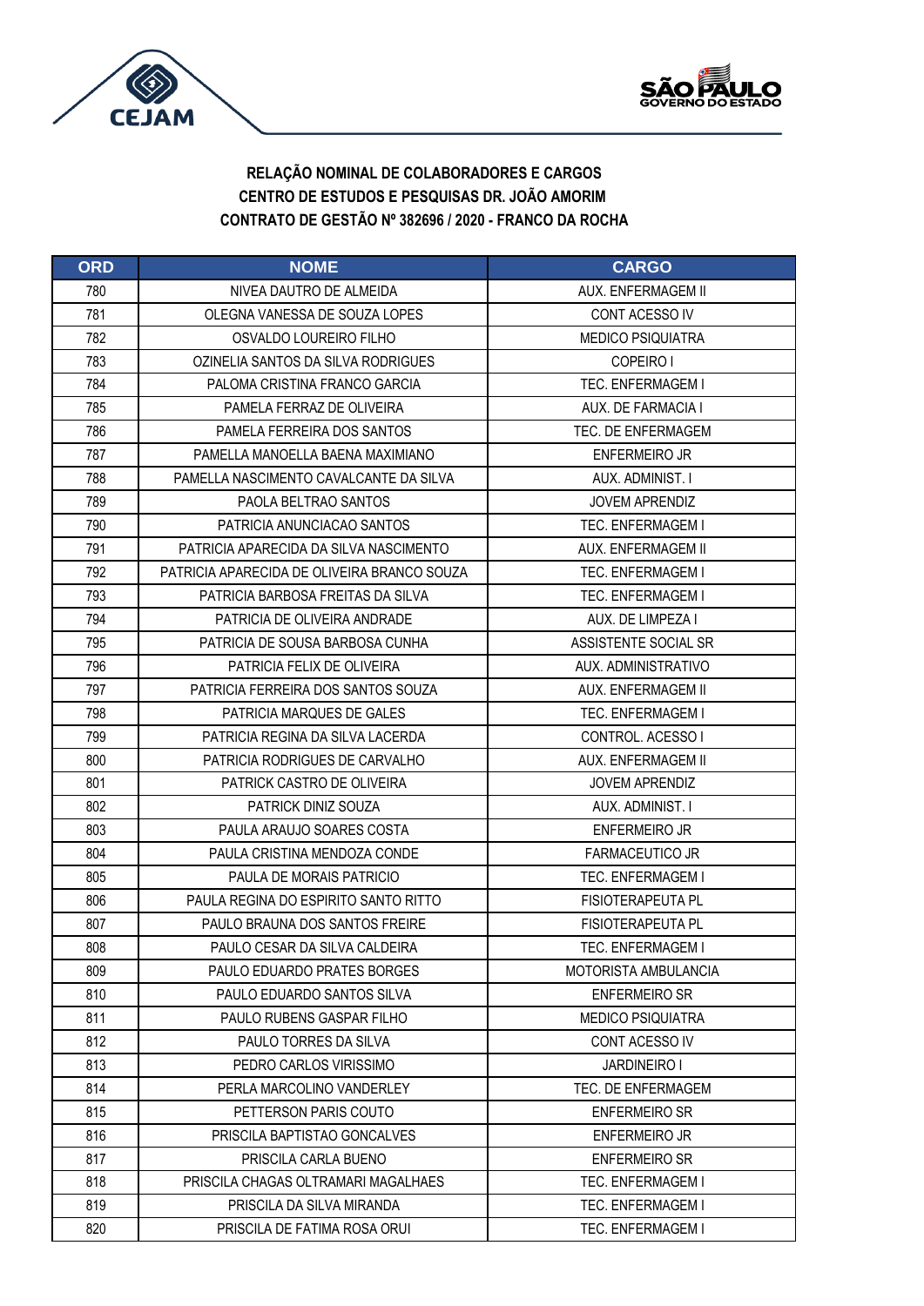**RELAÇÃO NOMINAL DE COLABORADORES E CARGOS**
**CENTRO DE ESTUDOS E PESQUISAS DR. JOÃO AMORIM**
**CONTRATO DE GESTÃO Nº 382696 / 2020 - FRANCO DA ROCHA**

| ORD | NOME | CARGO |
|---|---|---|
| 780 | NIVEA DAUTRO DE ALMEIDA | AUX. ENFERMAGEM II |
| 781 | OLEGNA VANESSA DE SOUZA LOPES | CONT ACESSO IV |
| 782 | OSVALDO LOUREIRO FILHO | MEDICO PSIQUIATRA |
| 783 | OZINELIA SANTOS DA SILVA RODRIGUES | COPEIRO I |
| 784 | PALOMA CRISTINA FRANCO GARCIA | TEC. ENFERMAGEM I |
| 785 | PAMELA FERRAZ DE OLIVEIRA | AUX. DE FARMACIA I |
| 786 | PAMELA FERREIRA DOS SANTOS | TEC. DE ENFERMAGEM |
| 787 | PAMELLA MANOELLA BAENA MAXIMIANO | ENFERMEIRO JR |
| 788 | PAMELLA NASCIMENTO CAVALCANTE DA SILVA | AUX. ADMINIST. I |
| 789 | PAOLA BELTRAO SANTOS | JOVEM APRENDIZ |
| 790 | PATRICIA ANUNCIACAO SANTOS | TEC. ENFERMAGEM I |
| 791 | PATRICIA APARECIDA DA SILVA NASCIMENTO | AUX. ENFERMAGEM II |
| 792 | PATRICIA APARECIDA DE OLIVEIRA BRANCO SOUZA | TEC. ENFERMAGEM I |
| 793 | PATRICIA BARBOSA FREITAS DA SILVA | TEC. ENFERMAGEM I |
| 794 | PATRICIA DE OLIVEIRA ANDRADE | AUX. DE LIMPEZA I |
| 795 | PATRICIA DE SOUSA BARBOSA CUNHA | ASSISTENTE SOCIAL SR |
| 796 | PATRICIA FELIX DE OLIVEIRA | AUX. ADMINISTRATIVO |
| 797 | PATRICIA FERREIRA DOS SANTOS SOUZA | AUX. ENFERMAGEM II |
| 798 | PATRICIA MARQUES DE GALES | TEC. ENFERMAGEM I |
| 799 | PATRICIA REGINA DA SILVA LACERDA | CONTROL. ACESSO I |
| 800 | PATRICIA RODRIGUES DE CARVALHO | AUX. ENFERMAGEM II |
| 801 | PATRICK CASTRO DE OLIVEIRA | JOVEM APRENDIZ |
| 802 | PATRICK DINIZ SOUZA | AUX. ADMINIST. I |
| 803 | PAULA ARAUJO SOARES COSTA | ENFERMEIRO JR |
| 804 | PAULA CRISTINA MENDOZA CONDE | FARMACEUTICO JR |
| 805 | PAULA DE MORAIS PATRICIO | TEC. ENFERMAGEM I |
| 806 | PAULA REGINA DO ESPIRITO SANTO RITTO | FISIOTERAPEUTA PL |
| 807 | PAULO BRAUNA DOS SANTOS FREIRE | FISIOTERAPEUTA PL |
| 808 | PAULO CESAR DA SILVA CALDEIRA | TEC. ENFERMAGEM I |
| 809 | PAULO EDUARDO PRATES BORGES | MOTORISTA AMBULANCIA |
| 810 | PAULO EDUARDO SANTOS SILVA | ENFERMEIRO SR |
| 811 | PAULO RUBENS GASPAR FILHO | MEDICO PSIQUIATRA |
| 812 | PAULO TORRES DA SILVA | CONT ACESSO IV |
| 813 | PEDRO CARLOS VIRISSIMO | JARDINEIRO I |
| 814 | PERLA MARCOLINO VANDERLEY | TEC. DE ENFERMAGEM |
| 815 | PETTERSON PARIS COUTO | ENFERMEIRO SR |
| 816 | PRISCILA BAPTISTAO GONCALVES | ENFERMEIRO JR |
| 817 | PRISCILA CARLA BUENO | ENFERMEIRO SR |
| 818 | PRISCILA CHAGAS OLTRAMARI MAGALHAES | TEC. ENFERMAGEM I |
| 819 | PRISCILA DA SILVA MIRANDA | TEC. ENFERMAGEM I |
| 820 | PRISCILA DE FATIMA ROSA ORUI | TEC. ENFERMAGEM I |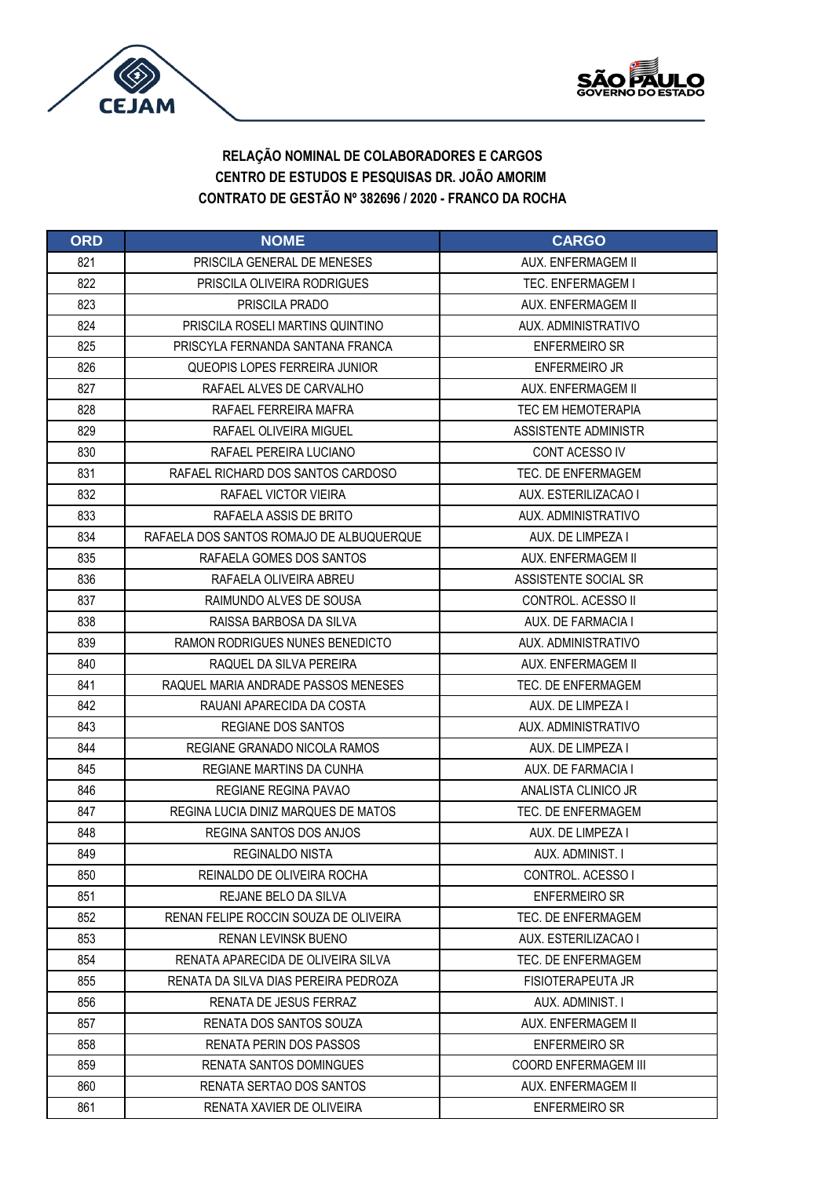**RELAÇÃO NOMINAL DE COLABORADORES E CARGOS**
**CENTRO DE ESTUDOS E PESQUISAS DR. JOÃO AMORIM**
**CONTRATO DE GESTÃO Nº 382696 / 2020 - FRANCO DA ROCHA**

| ORD | NOME | CARGO |
|---|---|---|
| 821 | PRISCILA GENERAL DE MENESES | AUX. ENFERMAGEM II |
| 822 | PRISCILA OLIVEIRA RODRIGUES | TEC. ENFERMAGEM I |
| 823 | PRISCILA PRADO | AUX. ENFERMAGEM II |
| 824 | PRISCILA ROSELI MARTINS QUINTINO | AUX. ADMINISTRATIVO |
| 825 | PRISCYLA FERNANDA SANTANA FRANCA | ENFERMEIRO SR |
| 826 | QUEOPIS LOPES FERREIRA JUNIOR | ENFERMEIRO JR |
| 827 | RAFAEL ALVES DE CARVALHO | AUX. ENFERMAGEM II |
| 828 | RAFAEL FERREIRA MAFRA | TEC EM HEMOTERAPIA |
| 829 | RAFAEL OLIVEIRA MIGUEL | ASSISTENTE ADMINISTR |
| 830 | RAFAEL PEREIRA LUCIANO | CONT ACESSO IV |
| 831 | RAFAEL RICHARD DOS SANTOS CARDOSO | TEC. DE ENFERMAGEM |
| 832 | RAFAEL VICTOR VIEIRA | AUX. ESTERILIZACAO I |
| 833 | RAFAELA ASSIS DE BRITO | AUX. ADMINISTRATIVO |
| 834 | RAFAELA DOS SANTOS ROMAJO DE ALBUQUERQUE | AUX. DE LIMPEZA I |
| 835 | RAFAELA GOMES DOS SANTOS | AUX. ENFERMAGEM II |
| 836 | RAFAELA OLIVEIRA ABREU | ASSISTENTE SOCIAL SR |
| 837 | RAIMUNDO ALVES DE SOUSA | CONTROL. ACESSO II |
| 838 | RAISSA BARBOSA DA SILVA | AUX. DE FARMACIA I |
| 839 | RAMON RODRIGUES NUNES BENEDICTO | AUX. ADMINISTRATIVO |
| 840 | RAQUEL DA SILVA PEREIRA | AUX. ENFERMAGEM II |
| 841 | RAQUEL MARIA ANDRADE PASSOS MENESES | TEC. DE ENFERMAGEM |
| 842 | RAUANI APARECIDA DA COSTA | AUX. DE LIMPEZA I |
| 843 | REGIANE DOS SANTOS | AUX. ADMINISTRATIVO |
| 844 | REGIANE GRANADO NICOLA RAMOS | AUX. DE LIMPEZA I |
| 845 | REGIANE MARTINS DA CUNHA | AUX. DE FARMACIA I |
| 846 | REGIANE REGINA PAVAO | ANALISTA CLINICO JR |
| 847 | REGINA LUCIA DINIZ MARQUES DE MATOS | TEC. DE ENFERMAGEM |
| 848 | REGINA SANTOS DOS ANJOS | AUX. DE LIMPEZA I |
| 849 | REGINALDO NISTA | AUX. ADMINIST. I |
| 850 | REINALDO DE OLIVEIRA ROCHA | CONTROL. ACESSO I |
| 851 | REJANE BELO DA SILVA | ENFERMEIRO SR |
| 852 | RENAN FELIPE ROCCIN SOUZA DE OLIVEIRA | TEC. DE ENFERMAGEM |
| 853 | RENAN LEVINSK BUENO | AUX. ESTERILIZACAO I |
| 854 | RENATA APARECIDA DE OLIVEIRA SILVA | TEC. DE ENFERMAGEM |
| 855 | RENATA DA SILVA DIAS PEREIRA PEDROZA | FISIOTERAPEUTA JR |
| 856 | RENATA DE JESUS FERRAZ | AUX. ADMINIST. I |
| 857 | RENATA DOS SANTOS SOUZA | AUX. ENFERMAGEM II |
| 858 | RENATA PERIN DOS PASSOS | ENFERMEIRO SR |
| 859 | RENATA SANTOS DOMINGUES | COORD ENFERMAGEM III |
| 860 | RENATA SERTAO DOS SANTOS | AUX. ENFERMAGEM II |
| 861 | RENATA XAVIER DE OLIVEIRA | ENFERMEIRO SR |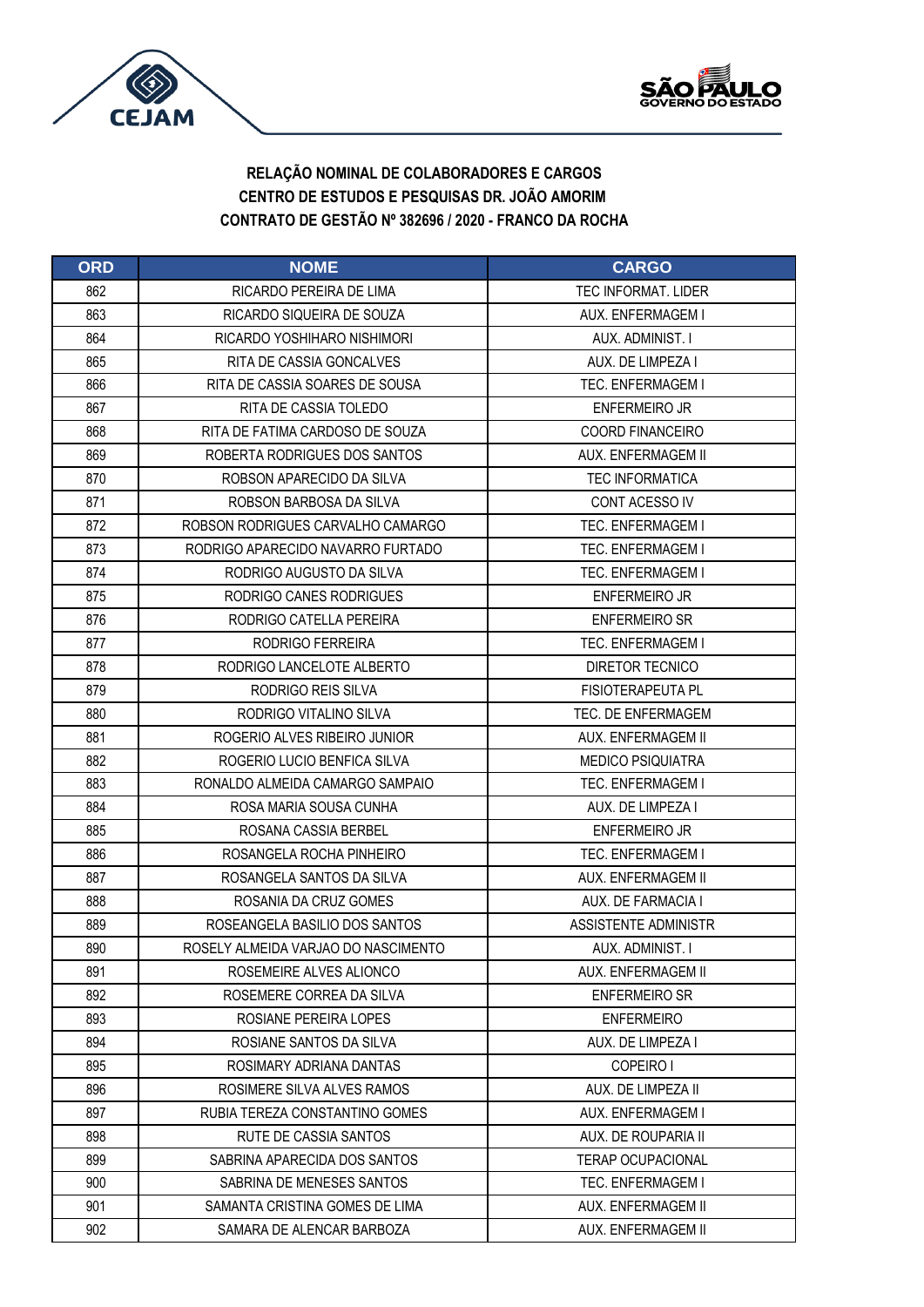**RELAÇÃO NOMINAL DE COLABORADORES E CARGOS**
**CENTRO DE ESTUDOS E PESQUISAS DR. JOÃO AMORIM**
**CONTRATO DE GESTÃO Nº 382696 / 2020 - FRANCO DA ROCHA**

| ORD | NOME | CARGO |
|---|---|---|
| 862 | RICARDO PEREIRA DE LIMA | TEC INFORMAT. LIDER |
| 863 | RICARDO SIQUEIRA DE SOUZA | AUX. ENFERMAGEM I |
| 864 | RICARDO YOSHIHARO NISHIMORI | AUX. ADMINIST. I |
| 865 | RITA DE CASSIA GONCALVES | AUX. DE LIMPEZA I |
| 866 | RITA DE CASSIA SOARES DE SOUSA | TEC. ENFERMAGEM I |
| 867 | RITA DE CASSIA TOLEDO | ENFERMEIRO JR |
| 868 | RITA DE FATIMA CARDOSO DE SOUZA | COORD FINANCEIRO |
| 869 | ROBERTA RODRIGUES DOS SANTOS | AUX. ENFERMAGEM II |
| 870 | ROBSON APARECIDO DA SILVA | TEC INFORMATICA |
| 871 | ROBSON BARBOSA DA SILVA | CONT ACESSO IV |
| 872 | ROBSON RODRIGUES CARVALHO CAMARGO | TEC. ENFERMAGEM I |
| 873 | RODRIGO APARECIDO NAVARRO FURTADO | TEC. ENFERMAGEM I |
| 874 | RODRIGO AUGUSTO DA SILVA | TEC. ENFERMAGEM I |
| 875 | RODRIGO CANES RODRIGUES | ENFERMEIRO JR |
| 876 | RODRIGO CATELLA PEREIRA | ENFERMEIRO SR |
| 877 | RODRIGO FERREIRA | TEC. ENFERMAGEM I |
| 878 | RODRIGO LANCELOTE ALBERTO | DIRETOR TECNICO |
| 879 | RODRIGO REIS SILVA | FISIOTERAPEUTA PL |
| 880 | RODRIGO VITALINO SILVA | TEC. DE ENFERMAGEM |
| 881 | ROGERIO ALVES RIBEIRO JUNIOR | AUX. ENFERMAGEM II |
| 882 | ROGERIO LUCIO BENFICA SILVA | MEDICO PSIQUIATRA |
| 883 | RONALDO ALMEIDA CAMARGO SAMPAIO | TEC. ENFERMAGEM I |
| 884 | ROSA MARIA SOUSA CUNHA | AUX. DE LIMPEZA I |
| 885 | ROSANA CASSIA BERBEL | ENFERMEIRO JR |
| 886 | ROSANGELA ROCHA PINHEIRO | TEC. ENFERMAGEM I |
| 887 | ROSANGELA SANTOS DA SILVA | AUX. ENFERMAGEM II |
| 888 | ROSANIA DA CRUZ GOMES | AUX. DE FARMACIA I |
| 889 | ROSEANGELA BASILIO DOS SANTOS | ASSISTENTE ADMINISTR |
| 890 | ROSELY ALMEIDA VARJAO DO NASCIMENTO | AUX. ADMINIST. I |
| 891 | ROSEMEIRE ALVES ALIONCO | AUX. ENFERMAGEM II |
| 892 | ROSEMERE CORREA DA SILVA | ENFERMEIRO SR |
| 893 | ROSIANE PEREIRA LOPES | ENFERMEIRO |
| 894 | ROSIANE SANTOS DA SILVA | AUX. DE LIMPEZA I |
| 895 | ROSIMARY ADRIANA DANTAS | COPEIRO I |
| 896 | ROSIMERE SILVA ALVES RAMOS | AUX. DE LIMPEZA II |
| 897 | RUBIA TEREZA CONSTANTINO GOMES | AUX. ENFERMAGEM I |
| 898 | RUTE DE CASSIA SANTOS | AUX. DE ROUPARIA II |
| 899 | SABRINA APARECIDA DOS SANTOS | TERAP OCUPACIONAL |
| 900 | SABRINA DE MENESES SANTOS | TEC. ENFERMAGEM I |
| 901 | SAMANTA CRISTINA GOMES DE LIMA | AUX. ENFERMAGEM II |
| 902 | SAMARA DE ALENCAR BARBOZA | AUX. ENFERMAGEM II |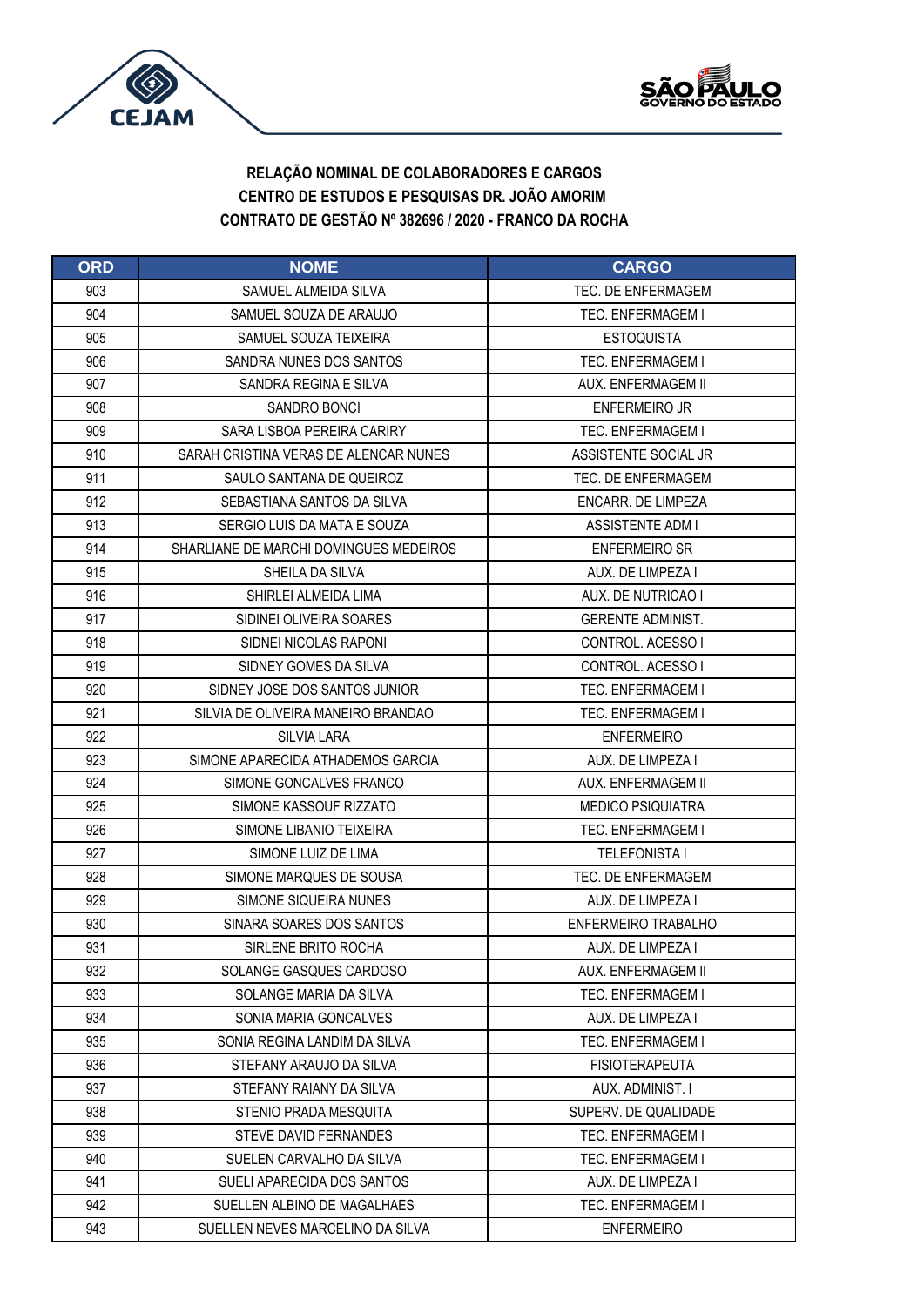**RELAÇÃO NOMINAL DE COLABORADORES E CARGOS**
**CENTRO DE ESTUDOS E PESQUISAS DR. JOÃO AMORIM**
**CONTRATO DE GESTÃO Nº 382696 / 2020 - FRANCO DA ROCHA**

| ORD | NOME | CARGO |
|---|---|---|
| 903 | SAMUEL ALMEIDA SILVA | TEC. DE ENFERMAGEM |
| 904 | SAMUEL SOUZA DE ARAUJO | TEC. ENFERMAGEM I |
| 905 | SAMUEL SOUZA TEIXEIRA | ESTOQUISTA |
| 906 | SANDRA NUNES DOS SANTOS | TEC. ENFERMAGEM I |
| 907 | SANDRA REGINA E SILVA | AUX. ENFERMAGEM II |
| 908 | SANDRO BONCI | ENFERMEIRO JR |
| 909 | SARA LISBOA PEREIRA CARIRY | TEC. ENFERMAGEM I |
| 910 | SARAH CRISTINA VERAS DE ALENCAR NUNES | ASSISTENTE SOCIAL JR |
| 911 | SAULO SANTANA DE QUEIROZ | TEC. DE ENFERMAGEM |
| 912 | SEBASTIANA SANTOS DA SILVA | ENCARR. DE LIMPEZA |
| 913 | SERGIO LUIS DA MATA E SOUZA | ASSISTENTE ADM I |
| 914 | SHARLIANE DE MARCHI DOMINGUES MEDEIROS | ENFERMEIRO SR |
| 915 | SHEILA DA SILVA | AUX. DE LIMPEZA I |
| 916 | SHIRLEI ALMEIDA LIMA | AUX. DE NUTRICAO I |
| 917 | SIDINEI OLIVEIRA SOARES | GERENTE ADMINIST. |
| 918 | SIDNEI NICOLAS RAPONI | CONTROL. ACESSO I |
| 919 | SIDNEY GOMES DA SILVA | CONTROL. ACESSO I |
| 920 | SIDNEY JOSE DOS SANTOS JUNIOR | TEC. ENFERMAGEM I |
| 921 | SILVIA DE OLIVEIRA MANEIRO BRANDAO | TEC. ENFERMAGEM I |
| 922 | SILVIA LARA | ENFERMEIRO |
| 923 | SIMONE APARECIDA ATHADEMOS GARCIA | AUX. DE LIMPEZA I |
| 924 | SIMONE GONCALVES FRANCO | AUX. ENFERMAGEM II |
| 925 | SIMONE KASSOUF RIZZATO | MEDICO PSIQUIATRA |
| 926 | SIMONE LIBANIO TEIXEIRA | TEC. ENFERMAGEM I |
| 927 | SIMONE LUIZ DE LIMA | TELEFONISTA I |
| 928 | SIMONE MARQUES DE SOUSA | TEC. DE ENFERMAGEM |
| 929 | SIMONE SIQUEIRA NUNES | AUX. DE LIMPEZA I |
| 930 | SINARA SOARES DOS SANTOS | ENFERMEIRO TRABALHO |
| 931 | SIRLENE BRITO ROCHA | AUX. DE LIMPEZA I |
| 932 | SOLANGE GASQUES CARDOSO | AUX. ENFERMAGEM II |
| 933 | SOLANGE MARIA DA SILVA | TEC. ENFERMAGEM I |
| 934 | SONIA MARIA GONCALVES | AUX. DE LIMPEZA I |
| 935 | SONIA REGINA LANDIM DA SILVA | TEC. ENFERMAGEM I |
| 936 | STEFANY ARAUJO DA SILVA | FISIOTERAPEUTA |
| 937 | STEFANY RAIANY DA SILVA | AUX. ADMINIST. I |
| 938 | STENIO PRADA MESQUITA | SUPERV. DE QUALIDADE |
| 939 | STEVE DAVID FERNANDES | TEC. ENFERMAGEM I |
| 940 | SUELEN CARVALHO DA SILVA | TEC. ENFERMAGEM I |
| 941 | SUELI APARECIDA DOS SANTOS | AUX. DE LIMPEZA I |
| 942 | SUELLEN ALBINO DE MAGALHAES | TEC. ENFERMAGEM I |
| 943 | SUELLEN NEVES MARCELINO DA SILVA | ENFERMEIRO |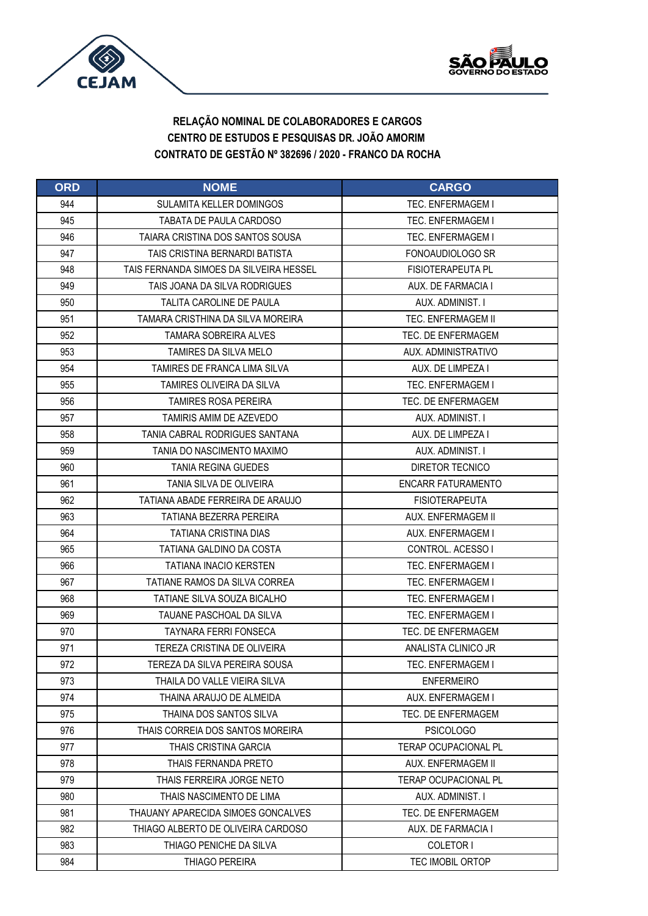**RELAÇÃO NOMINAL DE COLABORADORES E CARGOS**
**CENTRO DE ESTUDOS E PESQUISAS DR. JOÃO AMORIM**
**CONTRATO DE GESTÃO Nº 382696 / 2020 - FRANCO DA ROCHA**

| ORD | NOME | CARGO |
|---|---|---|
| 944 | SULAMITA KELLER DOMINGOS | TEC. ENFERMAGEM I |
| 945 | TABATA DE PAULA CARDOSO | TEC. ENFERMAGEM I |
| 946 | TAIARA CRISTINA DOS SANTOS SOUSA | TEC. ENFERMAGEM I |
| 947 | TAIS CRISTINA BERNARDI BATISTA | FONOAUDIOLOGO SR |
| 948 | TAIS FERNANDA SIMOES DA SILVEIRA HESSEL | FISIOTERAPEUTA PL |
| 949 | TAIS JOANA DA SILVA RODRIGUES | AUX. DE FARMACIA I |
| 950 | TALITA CAROLINE DE PAULA | AUX. ADMINIST. I |
| 951 | TAMARA CRISTHINA DA SILVA MOREIRA | TEC. ENFERMAGEM II |
| 952 | TAMARA SOBREIRA ALVES | TEC. DE ENFERMAGEM |
| 953 | TAMIRES DA SILVA MELO | AUX. ADMINISTRATIVO |
| 954 | TAMIRES DE FRANCA LIMA SILVA | AUX. DE LIMPEZA I |
| 955 | TAMIRES OLIVEIRA DA SILVA | TEC. ENFERMAGEM I |
| 956 | TAMIRES ROSA PEREIRA | TEC. DE ENFERMAGEM |
| 957 | TAMIRIS AMIM DE AZEVEDO | AUX. ADMINIST. I |
| 958 | TANIA CABRAL RODRIGUES SANTANA | AUX. DE LIMPEZA I |
| 959 | TANIA DO NASCIMENTO MAXIMO | AUX. ADMINIST. I |
| 960 | TANIA REGINA GUEDES | DIRETOR TECNICO |
| 961 | TANIA SILVA DE OLIVEIRA | ENCARR FATURAMENTO |
| 962 | TATIANA ABADE FERREIRA DE ARAUJO | FISIOTERAPEUTA |
| 963 | TATIANA BEZERRA PEREIRA | AUX. ENFERMAGEM II |
| 964 | TATIANA CRISTINA DIAS | AUX. ENFERMAGEM I |
| 965 | TATIANA GALDINO DA COSTA | CONTROL. ACESSO I |
| 966 | TATIANA INACIO KERSTEN | TEC. ENFERMAGEM I |
| 967 | TATIANE RAMOS DA SILVA CORREA | TEC. ENFERMAGEM I |
| 968 | TATIANE SILVA SOUZA BICALHO | TEC. ENFERMAGEM I |
| 969 | TAUANE PASCHOAL DA SILVA | TEC. ENFERMAGEM I |
| 970 | TAYNARA FERRI FONSECA | TEC. DE ENFERMAGEM |
| 971 | TEREZA CRISTINA DE OLIVEIRA | ANALISTA CLINICO JR |
| 972 | TEREZA DA SILVA PEREIRA SOUSA | TEC. ENFERMAGEM I |
| 973 | THAILA DO VALLE VIEIRA SILVA | ENFERMEIRO |
| 974 | THAINA ARAUJO DE ALMEIDA | AUX. ENFERMAGEM I |
| 975 | THAINA DOS SANTOS SILVA | TEC. DE ENFERMAGEM |
| 976 | THAIS CORREIA DOS SANTOS MOREIRA | PSICOLOGO |
| 977 | THAIS CRISTINA GARCIA | TERAP OCUPACIONAL PL |
| 978 | THAIS FERNANDA PRETO | AUX. ENFERMAGEM II |
| 979 | THAIS FERREIRA JORGE NETO | TERAP OCUPACIONAL PL |
| 980 | THAIS NASCIMENTO DE LIMA | AUX. ADMINIST. I |
| 981 | THAUANY APARECIDA SIMOES GONCALVES | TEC. DE ENFERMAGEM |
| 982 | THIAGO ALBERTO DE OLIVEIRA CARDOSO | AUX. DE FARMACIA I |
| 983 | THIAGO PENICHE DA SILVA | COLETOR I |
| 984 | THIAGO PEREIRA | TEC IMOBIL ORTOP |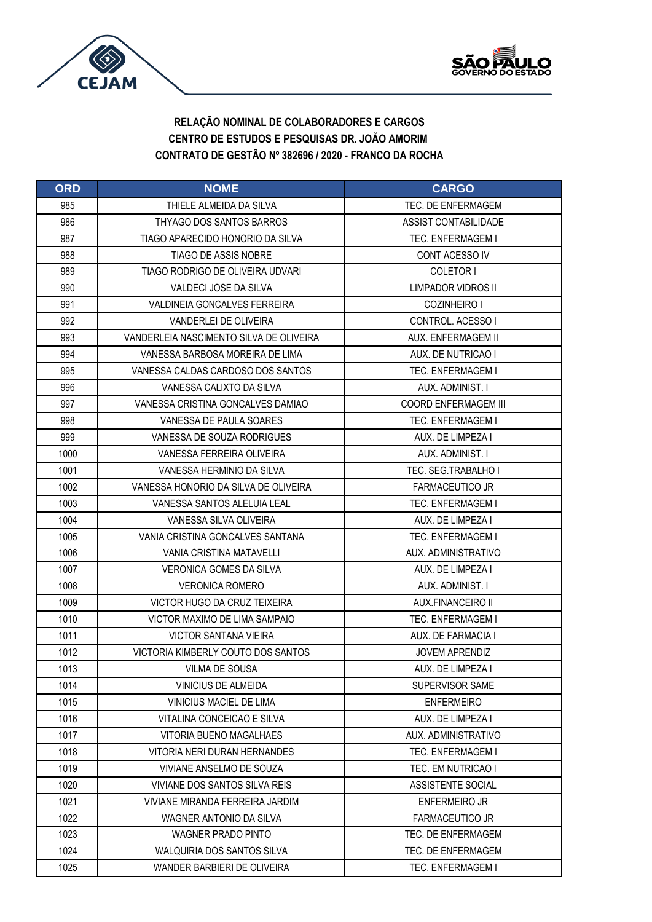**RELAÇÃO NOMINAL DE COLABORADORES E CARGOS**
**CENTRO DE ESTUDOS E PESQUISAS DR. JOÃO AMORIM**
**CONTRATO DE GESTÃO Nº 382696 / 2020 - FRANCO DA ROCHA**

| ORD | NOME | CARGO |
|---|---|---|
| 985 | THIELE ALMEIDA DA SILVA | TEC. DE ENFERMAGEM |
| 986 | THYAGO DOS SANTOS BARROS | ASSIST CONTABILIDADE |
| 987 | TIAGO APARECIDO HONORIO DA SILVA | TEC. ENFERMAGEM I |
| 988 | TIAGO DE ASSIS NOBRE | CONT ACESSO IV |
| 989 | TIAGO RODRIGO DE OLIVEIRA UDVARI | COLETOR I |
| 990 | VALDECI JOSE DA SILVA | LIMPADOR VIDROS II |
| 991 | VALDINEIA GONCALVES FERREIRA | COZINHEIRO I |
| 992 | VANDERLEI DE OLIVEIRA | CONTROL. ACESSO I |
| 993 | VANDERLEIA NASCIMENTO SILVA DE OLIVEIRA | AUX. ENFERMAGEM II |
| 994 | VANESSA BARBOSA MOREIRA DE LIMA | AUX. DE NUTRICAO I |
| 995 | VANESSA CALDAS CARDOSO DOS SANTOS | TEC. ENFERMAGEM I |
| 996 | VANESSA CALIXTO DA SILVA | AUX. ADMINIST. I |
| 997 | VANESSA CRISTINA GONCALVES DAMIAO | COORD ENFERMAGEM III |
| 998 | VANESSA DE PAULA SOARES | TEC. ENFERMAGEM I |
| 999 | VANESSA DE SOUZA RODRIGUES | AUX. DE LIMPEZA I |
| 1000 | VANESSA FERREIRA OLIVEIRA | AUX. ADMINIST. I |
| 1001 | VANESSA HERMINIO DA SILVA | TEC. SEG.TRABALHO I |
| 1002 | VANESSA HONORIO DA SILVA DE OLIVEIRA | FARMACEUTICO JR |
| 1003 | VANESSA SANTOS ALELUIA LEAL | TEC. ENFERMAGEM I |
| 1004 | VANESSA SILVA OLIVEIRA | AUX. DE LIMPEZA I |
| 1005 | VANIA CRISTINA GONCALVES SANTANA | TEC. ENFERMAGEM I |
| 1006 | VANIA CRISTINA MATAVELLI | AUX. ADMINISTRATIVO |
| 1007 | VERONICA GOMES DA SILVA | AUX. DE LIMPEZA I |
| 1008 | VERONICA ROMERO | AUX. ADMINIST. I |
| 1009 | VICTOR HUGO DA CRUZ TEIXEIRA | AUX.FINANCEIRO II |
| 1010 | VICTOR MAXIMO DE LIMA SAMPAIO | TEC. ENFERMAGEM I |
| 1011 | VICTOR SANTANA VIEIRA | AUX. DE FARMACIA I |
| 1012 | VICTORIA KIMBERLY COUTO DOS SANTOS | JOVEM APRENDIZ |
| 1013 | VILMA DE SOUSA | AUX. DE LIMPEZA I |
| 1014 | VINICIUS DE ALMEIDA | SUPERVISOR SAME |
| 1015 | VINICIUS MACIEL DE LIMA | ENFERMEIRO |
| 1016 | VITALINA CONCEICAO E SILVA | AUX. DE LIMPEZA I |
| 1017 | VITORIA BUENO MAGALHAES | AUX. ADMINISTRATIVO |
| 1018 | VITORIA NERI DURAN HERNANDES | TEC. ENFERMAGEM I |
| 1019 | VIVIANE ANSELMO DE SOUZA | TEC. EM NUTRICAO I |
| 1020 | VIVIANE DOS SANTOS SILVA REIS | ASSISTENTE SOCIAL |
| 1021 | VIVIANE MIRANDA FERREIRA JARDIM | ENFERMEIRO JR |
| 1022 | WAGNER ANTONIO DA SILVA | FARMACEUTICO JR |
| 1023 | WAGNER PRADO PINTO | TEC. DE ENFERMAGEM |
| 1024 | WALQUIRIA DOS SANTOS SILVA | TEC. DE ENFERMAGEM |
| 1025 | WANDER BARBIERI DE OLIVEIRA | TEC. ENFERMAGEM I |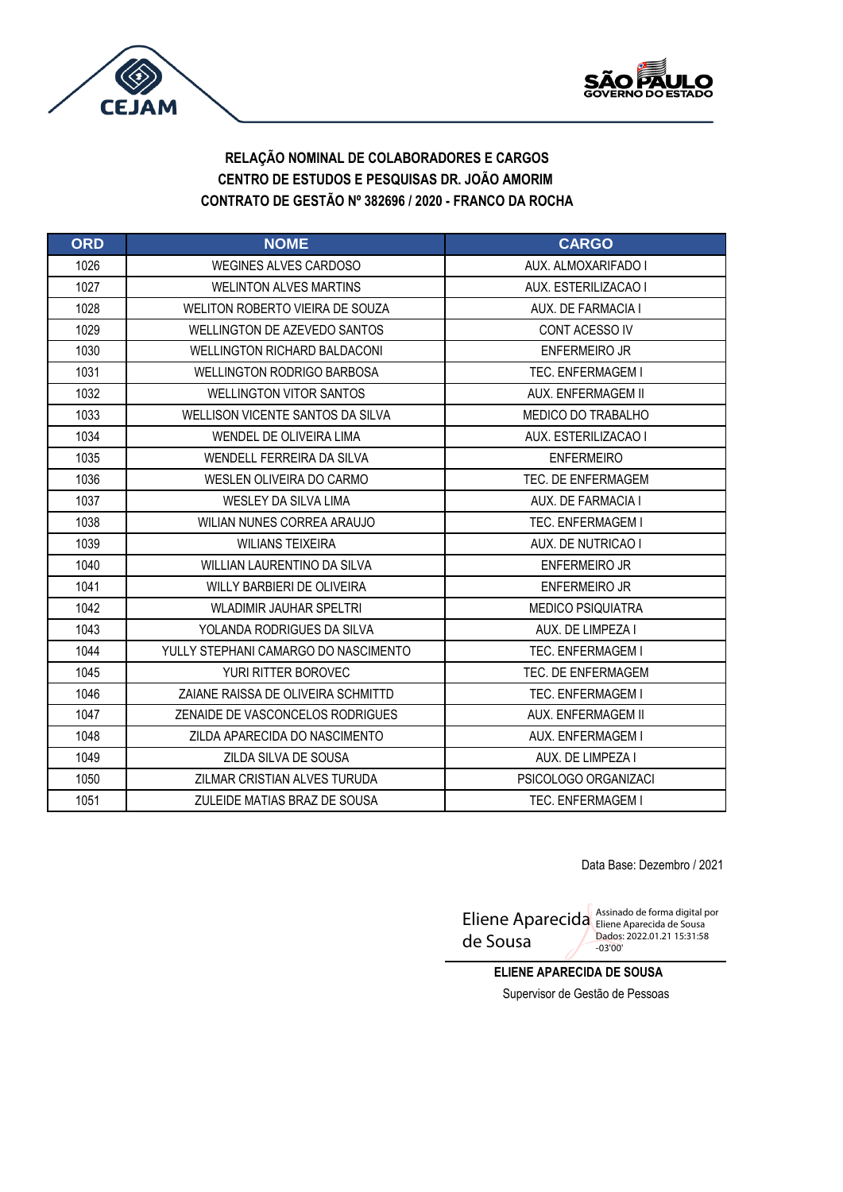**RELAÇÃO NOMINAL DE COLABORADORES E CARGOS**
**CENTRO DE ESTUDOS E PESQUISAS DR. JOÃO AMORIM**
**CONTRATO DE GESTÃO Nº 382696 / 2020 - FRANCO DA ROCHA**

| ORD | NOME | CARGO |
|---|---|---|
| 1026 | WEGINES ALVES CARDOSO | AUX. ALMOXARIFADO I |
| 1027 | WELINTON ALVES MARTINS | AUX. ESTERILIZACAO I |
| 1028 | WELITON ROBERTO VIEIRA DE SOUZA | AUX. DE FARMACIA I |
| 1029 | WELLINGTON DE AZEVEDO SANTOS | CONT ACESSO IV |
| 1030 | WELLINGTON RICHARD BALDACONI | ENFERMEIRO JR |
| 1031 | WELLINGTON RODRIGO BARBOSA | TEC. ENFERMAGEM I |
| 1032 | WELLINGTON VITOR SANTOS | AUX. ENFERMAGEM II |
| 1033 | WELLISON VICENTE SANTOS DA SILVA | MEDICO DO TRABALHO |
| 1034 | WENDEL DE OLIVEIRA LIMA | AUX. ESTERILIZACAO I |
| 1035 | WENDELL FERREIRA DA SILVA | ENFERMEIRO |
| 1036 | WESLEN OLIVEIRA DO CARMO | TEC. DE ENFERMAGEM |
| 1037 | WESLEY DA SILVA LIMA | AUX. DE FARMACIA I |
| 1038 | WILIAN NUNES CORREA ARAUJO | TEC. ENFERMAGEM I |
| 1039 | WILIANS TEIXEIRA | AUX. DE NUTRICAO I |
| 1040 | WILLIAN LAURENTINO DA SILVA | ENFERMEIRO JR |
| 1041 | WILLY BARBIERI DE OLIVEIRA | ENFERMEIRO JR |
| 1042 | WLADIMIR JAUHAR SPELTRI | MEDICO PSIQUIATRA |
| 1043 | YOLANDA RODRIGUES DA SILVA | AUX. DE LIMPEZA I |
| 1044 | YULLY STEPHANI CAMARGO DO NASCIMENTO | TEC. ENFERMAGEM I |
| 1045 | YURI RITTER BOROVEC | TEC. DE ENFERMAGEM |
| 1046 | ZAIANE RAISSA DE OLIVEIRA SCHMITTD | TEC. ENFERMAGEM I |
| 1047 | ZENAIDE DE VASCONCELOS RODRIGUES | AUX. ENFERMAGEM II |
| 1048 | ZILDA APARECIDA DO NASCIMENTO | AUX. ENFERMAGEM I |
| 1049 | ZILDA SILVA DE SOUSA | AUX. DE LIMPEZA I |
| 1050 | ZILMAR CRISTIAN ALVES TURUDA | PSICOLOGO ORGANIZACI |
| 1051 | ZULEIDE MATIAS BRAZ DE SOUSA | TEC. ENFERMAGEM I |

Data Base: Dezembro / 2021

Eliene Aparecida de Sousa — Assinado de forma digital por Eliene Aparecida de Sousa Dados: 2022.01.21 15:31:58 -03'00'

**ELIENE APARECIDA DE SOUSA**
Supervisor de Gestão de Pessoas